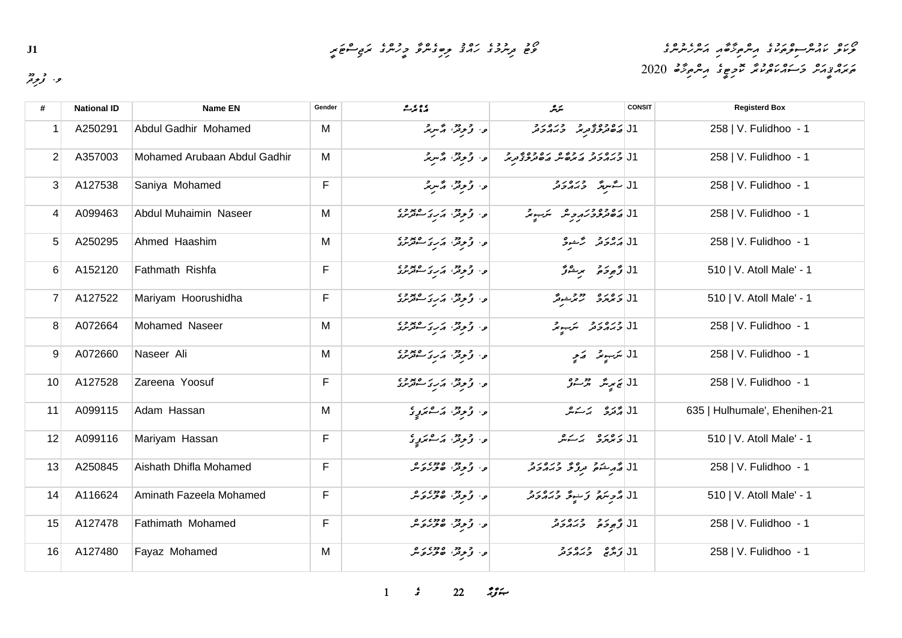ޕާކާލަމެންޓަރީ އިންތިޚާބު 2020 ގެ ވޯޓުލާ މީހުން

ވ. ފުލިދޫ

J1

| # | National ID | Name EN | Gender | ގެއްލުން | ނަން | CONSIT | Registerd Box |
|---|---|---|---|---|---|---|---|
| 1 | A250291 | Abdul Gadhir Mohamed | M | ވ. ފުލިދޫ، އާސިރު | އަބްދުލްގާދިރު މުޙައްމަދު | J1 | 258 \| V. Fulidhoo - 1 |
| 2 | A357003 | Mohamed Arubaan Abdul Gadhir | M | ވ. ފުލިދޫ، އާސިރު | މުޙައްމަދު އަރުބާން އަބްދުލްގާދިރު | J1 | 258 \| V. Fulidhoo - 1 |
| 3 | A127538 | Saniya Mohamed | F | ވ. ފުލިދޫ، އާސިރު | ސާނިޔާ މުޙައްމަދު | J1 | 258 \| V. Fulidhoo - 1 |
| 4 | A099463 | Abdul Muhaimin Naseer | M | ވ. ފުލިދޫ، އަރިވަސްތުރުގެ | އަބްދުލްމުހައިމިން ނަސީރު | J1 | 258 \| V. Fulidhoo - 1 |
| 5 | A250295 | Ahmed Haashim | M | ވ. ފުލިދޫ، އަރިވަސްތުރުގެ | އަޙްމަދު ހާޝިމު | J1 | 258 \| V. Fulidhoo - 1 |
| 6 | A152120 | Fathmath Rishfa | F | ވ. ފުލިދޫ، އަރިވަސްތުރުގެ | ފާތިމަތު ރިޝްފާ | J1 | 510 \| V. Atoll Male' - 1 |
| 7 | A127522 | Mariyam Hoorushidha | F | ވ. ފުލިދޫ، އަރިވަސްތުރުގެ | މަރިޔަމް ހޫރުޝިދާ | J1 | 510 \| V. Atoll Male' - 1 |
| 8 | A072664 | Mohamed Naseer | M | ވ. ފުލިދޫ، އަރިވަސްތުރުގެ | މުޙައްމަދު ނަސީރު | J1 | 258 \| V. Fulidhoo - 1 |
| 9 | A072660 | Naseer Ali | M | ވ. ފުލިދޫ، އަރިވަސްތުރުގެ | ނަސީރު އަލި | J1 | 258 \| V. Fulidhoo - 1 |
| 10 | A127528 | Zareena Yoosuf | F | ވ. ފުލިދޫ، އަރިވަސްތުރުގެ | ޒަރީނާ ޔޫސުފް | J1 | 258 \| V. Fulidhoo - 1 |
| 11 | A099115 | Adam Hassan | M | ވ. ފުލިދޫ، އަސްތަރީގެ | އާދަމް ހަސަން | J1 | 635 \| Hulhumale', Ehenihen-21 |
| 12 | A099116 | Mariyam Hassan | F | ވ. ފުލިދޫ، އަސްތަރީގެ | މަރިޔަމް ހަސަން | J1 | 510 \| V. Atoll Male' - 1 |
| 13 | A250845 | Aishath Dhifla Mohamed | F | ވ. ފުލިދޫ، ބޮޑުގޭގަން | އާއިޝަތު ދިފްލާ މުޙައްމަދު | J1 | 258 \| V. Fulidhoo - 1 |
| 14 | A116624 | Aminath Fazeela Mohamed | F | ވ. ފުލިދޫ، ބޮޑުގޭގަން | އާމިނަތު ފަޒީލާ މުޙައްމަދު | J1 | 510 \| V. Atoll Male' - 1 |
| 15 | A127478 | Fathimath Mohamed | F | ވ. ފުލިދޫ، ބޮޑުގޭގަން | ފާތިމަތު މުޙައްމަދު | J1 | 258 \| V. Fulidhoo - 1 |
| 16 | A127480 | Fayaz Mohamed | M | ވ. ފުލިދޫ، ބޮޑުގޭގަން | ފަޔާޒު މުޙައްމަދު | J1 | 258 \| V. Fulidhoo - 1 |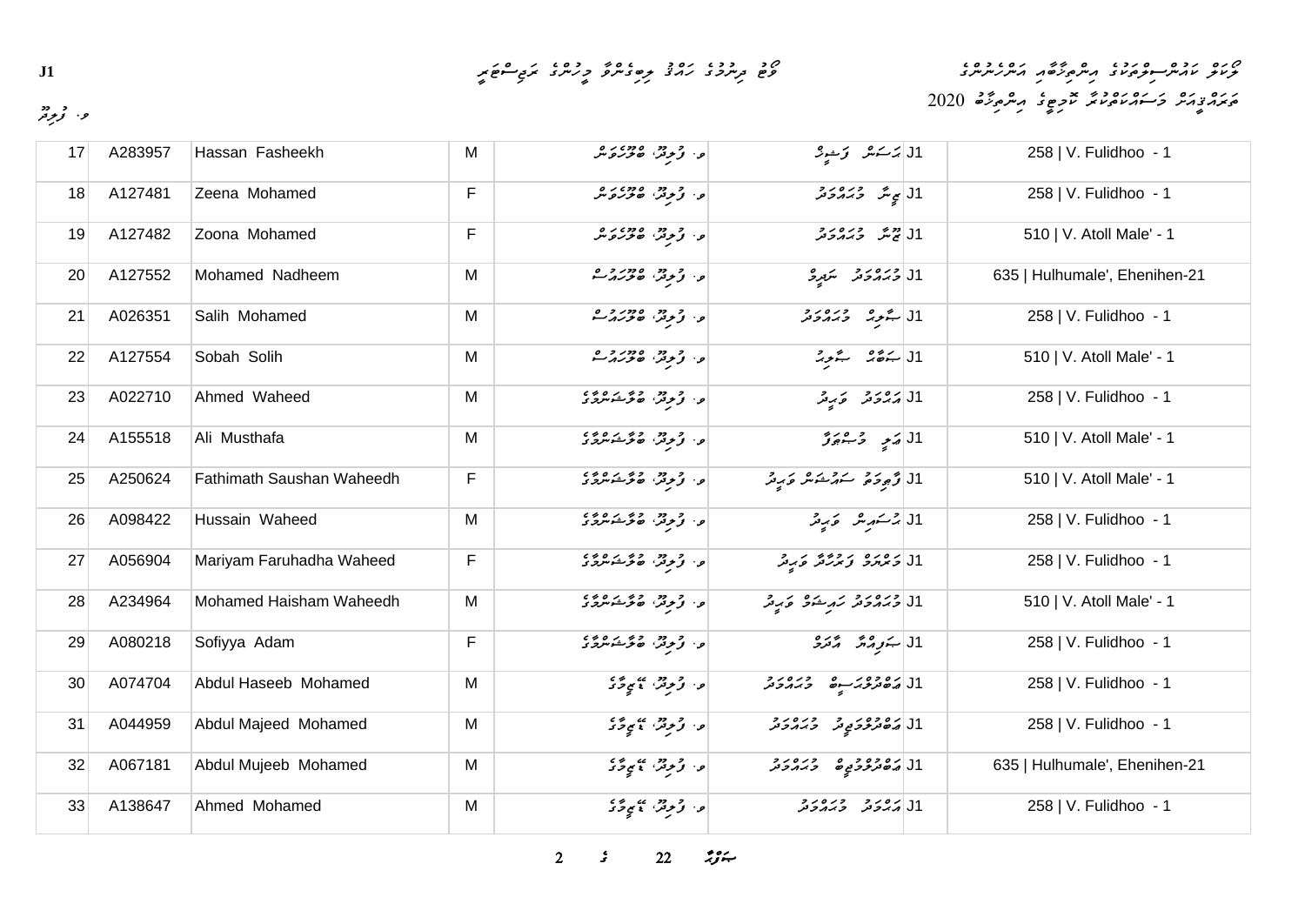| 17 | A283957 | Hassan Fasheekh | M | ވ. ފުލިދޫ، ބޯދުހަރަން | J1 ހަސަން ފަޝީހް | 258 \| V. Fulidhoo - 1 |
|---|---|---|---|---|---|---|
| 18 | A127481 | Zeena Mohamed | F | ވ. ފުލިދޫ، ބޯދުހަރަން | J1 ޒީނާ މުހައްމަދު | 258 \| V. Fulidhoo - 1 |
| 19 | A127482 | Zoona Mohamed | F | ވ. ފުލިދޫ، ބޯދުހަރަން | J1 ޒޫނާ މުހައްމަދު | 510 \| V. Atoll Male' - 1 |
| 20 | A127552 | Mohamed Nadheem | M | ވ. ފުލިދޫ، ބޯދުހައުސް | J1 މުހައްމަދު ނަދީމް | 635 \| Hulhumale', Ehenihen-21 |
| 21 | A026351 | Salih Mohamed | M | ވ. ފުލިދޫ، ބޯދުހައުސް | J1 ސާލިހު މުހައްމަދު | 258 \| V. Fulidhoo - 1 |
| 22 | A127554 | Sobah Solih | M | ވ. ފުލިދޫ، ބޯދުހައުސް | J1 ސަބާހް ސާލިހު | 510 \| V. Atoll Male' - 1 |
| 23 | A022710 | Ahmed Waheed | M | ވ. ފުލިދޫ، ބޮޑުޝަނިވާގެ | J1 އަހްމަދު ވަހީދު | 258 \| V. Fulidhoo - 1 |
| 24 | A155518 | Ali Musthafa | M | ވ. ފުލިދޫ، ބޮޑުޝަނިވާގެ | J1 އަލީ މުސްތަފާ | 510 \| V. Atoll Male' - 1 |
| 25 | A250624 | Fathimath Saushan Waheedh | F | ވ. ފުލިދޫ، ބޮޑުޝަނިވާގެ | J1 ފާތިމަތު ސައުޝަން ވަހީދު | 510 \| V. Atoll Male' - 1 |
| 26 | A098422 | Hussain Waheed | M | ވ. ފުލިދޫ، ބޮޑުޝަނިވާގެ | J1 ހުސައިން ވަހީދު | 258 \| V. Fulidhoo - 1 |
| 27 | A056904 | Mariyam Faruhadha Waheed | F | ވ. ފުލިދޫ، ބޮޑުޝަނިވާގެ | J1 މަރިޔަމް ފަރުހަދާ ވަހީދު | 258 \| V. Fulidhoo - 1 |
| 28 | A234964 | Mohamed Haisham Waheedh | M | ވ. ފުލިދޫ، ބޮޑުޝަނިވާގެ | J1 މުހައްމަދު ހައިޝަމް ވަހީދު | 510 \| V. Atoll Male' - 1 |
| 29 | A080218 | Sofiyya Adam | F | ވ. ފުލިދޫ، ބޮޑުޝަނިވާގެ | J1 ސޮފިއްޔާ އާދަމް | 258 \| V. Fulidhoo - 1 |
| 30 | A074704 | Abdul Haseeb Mohamed | M | ވ. ފުލިދޫ، ބީޗްވިލާ | J1 އަބްދުލްހަސީބު މުހައްމަދު | 258 \| V. Fulidhoo - 1 |
| 31 | A044959 | Abdul Majeed Mohamed | M | ވ. ފުލިދޫ، ބީޗްވިލާ | J1 އަބްދުލްމަޖީދު މުހައްމަދު | 258 \| V. Fulidhoo - 1 |
| 32 | A067181 | Abdul Mujeeb Mohamed | M | ވ. ފުލިދޫ، ބީޗްވިލާ | J1 އަބްދުލްމުޖީބު މުހައްމަދު | 635 \| Hulhumale', Ehenihen-21 |
| 33 | A138647 | Ahmed Mohamed | M | ވ. ފުލިދޫ، ބީޗްވިލާ | J1 އަހްމަދު މުހައްމަދު | 258 \| V. Fulidhoo - 1 |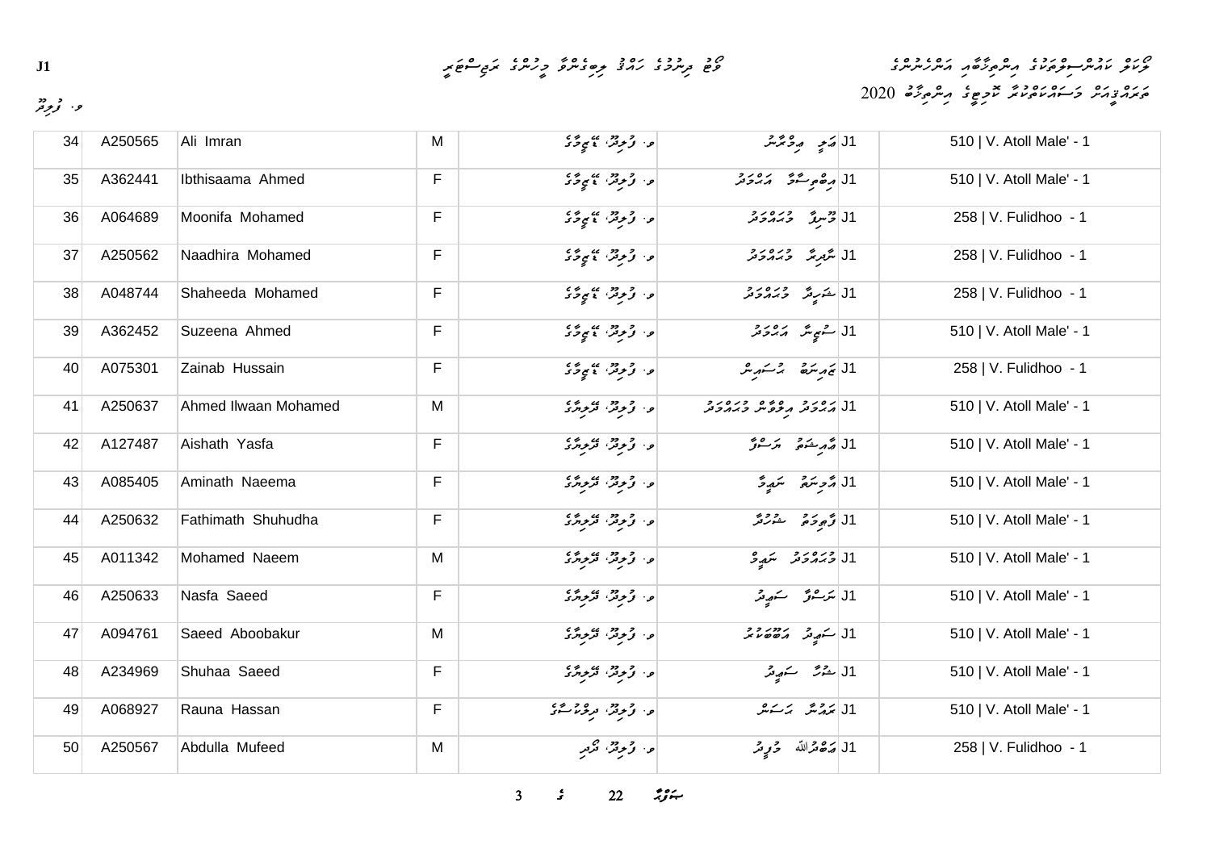| 34 | A250565 | Ali Imran | M | ވ. ފުލިދޫ، ޓާޕީގެ | J1 އަލީ އިމްރާން | 510 \| V. Atoll Male' - 1 |
|---|---|---|---|---|---|---|
| 35 | A362441 | Ibthisaama Ahmed | F | ވ. ފުލިދޫ، ޓާޕީގެ | J1 އިބްތިސާމާ އަޙްމަދު | 510 \| V. Atoll Male' - 1 |
| 36 | A064689 | Moonifa Mohamed | F | ވ. ފުލިދޫ، ޓާޕީގެ | J1 މޫނިފާ މުޙައްމަދު | 258 \| V. Fulidhoo - 1 |
| 37 | A250562 | Naadhira Mohamed | F | ވ. ފުލިދޫ، ޓާޕީގެ | J1 ނާދިރާ މުޙައްމަދު | 258 \| V. Fulidhoo - 1 |
| 38 | A048744 | Shaheeda Mohamed | F | ވ. ފުލިދޫ، ޓާޕީގެ | J1 ޝަހީދާ މުޙައްމަދު | 258 \| V. Fulidhoo - 1 |
| 39 | A362452 | Suzeena Ahmed | F | ވ. ފުލިދޫ، ޓާޕީގެ | J1 ސުޒީނާ އަޙްމަދު | 510 \| V. Atoll Male' - 1 |
| 40 | A075301 | Zainab Hussain | F | ވ. ފުލިދޫ، ޓާޕީގެ | J1 ޒައިނަބު ހުސައިން | 258 \| V. Fulidhoo - 1 |
| 41 | A250637 | Ahmed Ilwaan Mohamed | M | ވ. ފުލިދޫ، ދޮރުވަށާގެ | J1 އަޙްމަދު އިލްވާން މުޙައްމަދު | 510 \| V. Atoll Male' - 1 |
| 42 | A127487 | Aishath Yasfa | F | ވ. ފުލިދޫ، ދޮރުވަށާގެ | J1 އާއިޝަތު ޔަސްފާ | 510 \| V. Atoll Male' - 1 |
| 43 | A085405 | Aminath Naeema | F | ވ. ފުލިދޫ، ދޮރުވަށާގެ | J1 އާމިނަތު ނައީމާ | 510 \| V. Atoll Male' - 1 |
| 44 | A250632 | Fathimath Shuhudha | F | ވ. ފުލިދޫ، ދޮރުވަށާގެ | J1 ފާތިމަތު ޝުހުދާ | 510 \| V. Atoll Male' - 1 |
| 45 | A011342 | Mohamed Naeem | M | ވ. ފުލިދޫ، ދޮރުވަށާގެ | J1 މުޙައްމަދު ނައީމް | 510 \| V. Atoll Male' - 1 |
| 46 | A250633 | Nasfa Saeed | F | ވ. ފުލިދޫ، ދޮރުވަށާގެ | J1 ނަސްފާ ސައީދު | 510 \| V. Atoll Male' - 1 |
| 47 | A094761 | Saeed Aboobakur | M | ވ. ފުލިދޫ، ދޮރުވަށާގެ | J1 ސައީދު އަބޫބަކުރު | 510 \| V. Atoll Male' - 1 |
| 48 | A234969 | Shuhaa Saeed | F | ވ. ފުލިދޫ، ދޮރުވަށާގެ | J1 ޝުހާ ސައީދު | 510 \| V. Atoll Male' - 1 |
| 49 | A068927 | Rauna Hassan | F | ވ. ފުލިދޫ، ދިލްޝާދުގެ | J1 ރައުނާ ހަސަން | 510 \| V. Atoll Male' - 1 |
| 50 | A250567 | Abdulla Mufeed | M | ވ. ފުލިދޫ، ދޮށި | J1 އަބްދުﷲ މުފީދު | 258 \| V. Fulidhoo - 1 |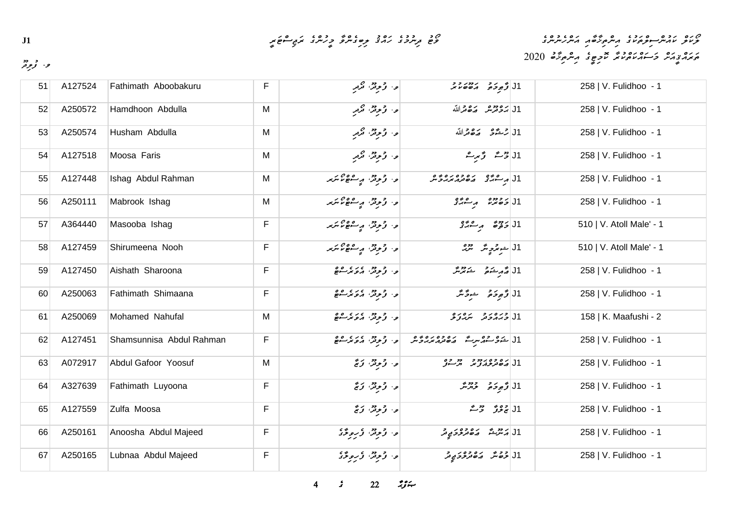| 51 | A127524 | Fathimath Aboobakuru | F | ވ. ފުލިދޫ، ދޮރި | J1 ފާތިމަތު އަބޫބަކުރު | 258 \| V. Fulidhoo - 1 |
|---|---|---|---|---|---|---|
| 52 | A250572 | Hamdhoon Abdulla | M | ވ. ފުލިދޫ، ދޮރި | J1 ހަމްދޫން އަބްދުﷲ | 258 \| V. Fulidhoo - 1 |
| 53 | A250574 | Husham Abdulla | M | ވ. ފުލިދޫ، ދޮރި | J1 ހުޝާމް އަބްދުﷲ | 258 \| V. Fulidhoo - 1 |
| 54 | A127518 | Moosa Faris | M | ވ. ފުލިދޫ، ދޮރި | J1 މޫސާ ފާރިސް | 258 \| V. Fulidhoo - 1 |
| 55 | A127448 | Ishag Abdul Rahman | M | ވ. ފުލިދޫ، އިސްޓޫޑިއޯ | J1 އިސްހާގު އަބްދުއްރަޙްމާން | 258 \| V. Fulidhoo - 1 |
| 56 | A250111 | Mabrook Ishag | M | ވ. ފުލިދޫ، އިސްޓޫޑިއޯ | J1 މަބްރޫކް އިސްހާގު | 258 \| V. Fulidhoo - 1 |
| 57 | A364440 | Masooba Ishag | F | ވ. ފުލިދޫ، އިސްޓޫޑިއޯ | J1 މަސޫބާ އިސްހާގު | 510 \| V. Atoll Male' - 1 |
| 58 | A127459 | Shirumeena Nooh | F | ވ. ފުލިދޫ، އިސްޓޫޑިއޯ | J1 ޝިރުމީނާ ނޫހު | 510 \| V. Atoll Male' - 1 |
| 59 | A127450 | Aishath Sharoona | F | ވ. ފުލިދޫ، އެވަރަސްޓް | J1 އާއިޝަތު ޝަރޫނާ | 258 \| V. Fulidhoo - 1 |
| 60 | A250063 | Fathimath Shimaana | F | ވ. ފުލިދޫ، އެވަރަސްޓް | J1 ފާތިމަތު ޝިމާނާ | 258 \| V. Fulidhoo - 1 |
| 61 | A250069 | Mohamed Nahufal | M | ވ. ފުލިދޫ، އެވަރަސްޓް | J1 މުޙައްމަދު ނަހުފަލް | 158 \| K. Maafushi - 2 |
| 62 | A127451 | Shamsunnisa Abdul Rahman | F | ވ. ފުލިދޫ، އެވަރަސްޓް | J1 ޝަމްސުންނިސާ އަބްދުއްރަޙްމާން | 258 \| V. Fulidhoo - 1 |
| 63 | A072917 | Abdul Gafoor Yoosuf | M | ވ. ފުލިދޫ، ވަލި | J1 އަބްދުލްޣަފޫރު ޔޫސުފް | 258 \| V. Fulidhoo - 1 |
| 64 | A327639 | Fathimath Luyoona | F | ވ. ފުލިދޫ، ވަލި | J1 ފާތިމަތު ލުޔޫނާ | 258 \| V. Fulidhoo - 1 |
| 65 | A127559 | Zulfa Moosa | F | ވ. ފުލިދޫ، ވަލި | J1 ޒުލްފާ މޫސާ | 258 \| V. Fulidhoo - 1 |
| 66 | A250161 | Anoosha Abdul Majeed | F | ވ. ފުލިދޫ، ފެހިވިލާ | J1 އަނޫޝާ އަބްދުލްމަޖީދު | 258 \| V. Fulidhoo - 1 |
| 67 | A250165 | Lubnaa Abdul Majeed | F | ވ. ފުލިދޫ، ފެހިވިލާ | J1 ލުބްނާ އަބްދުލްމަޖީދު | 258 \| V. Fulidhoo - 1 |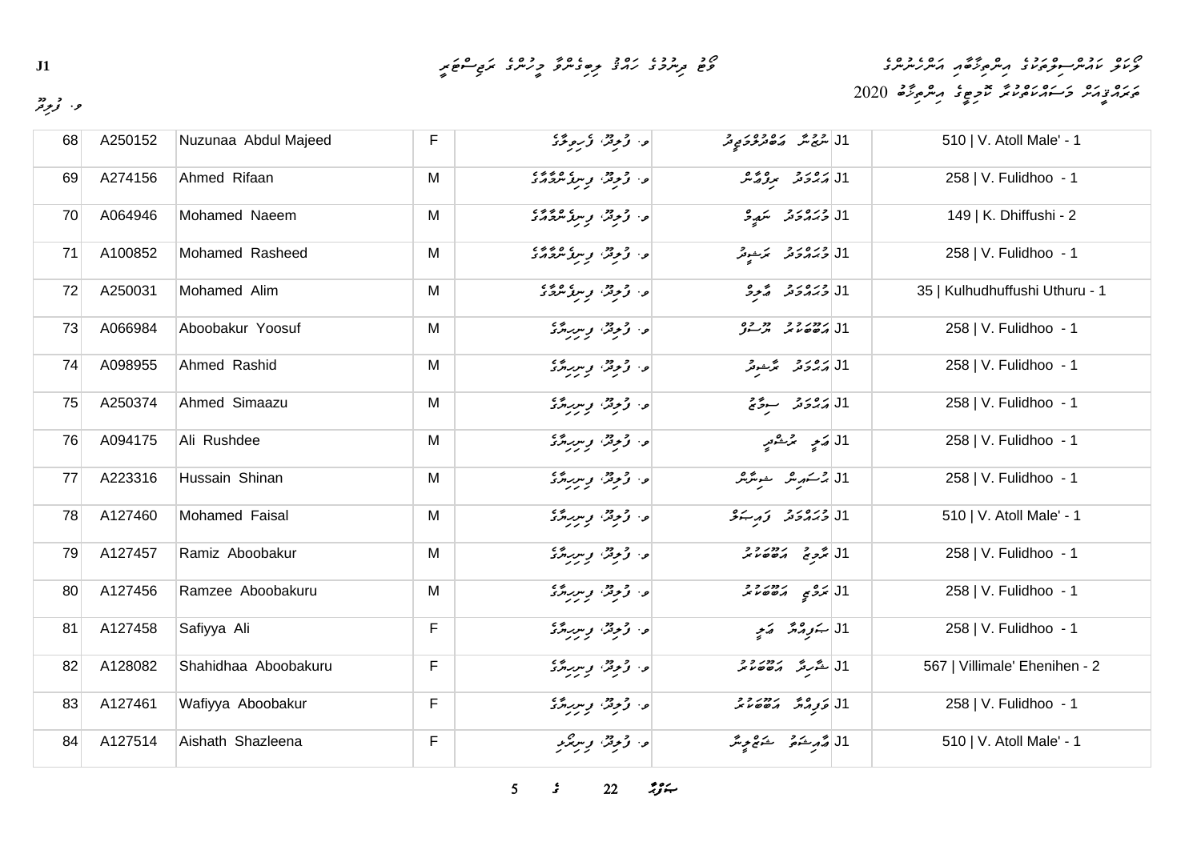| 68 | A250152 | Nuzunaa Abdul Majeed | F | ވ. ފުލިދޫ، ފެހިވިލާ | J1 ނުޒުނާ އަބްދުލްމަޖީދު | 510 \| V. Atoll Male' - 1 |
|---|---|---|---|---|---|---|
| 69 | A274156 | Ahmed Rifaan | M | ވ. ފުލިދޫ، ވިނިލްނިވާއާގެ | J1 އަހްމަދު ރިފާން | 258 \| V. Fulidhoo - 1 |
| 70 | A064946 | Mohamed Naeem | M | ވ. ފުލިދޫ، ވިނިލްނިވާއާގެ | J1 މުހައްމަދު ނަޢީމް | 149 \| K. Dhiffushi - 2 |
| 71 | A100852 | Mohamed Rasheed | M | ވ. ފުލިދޫ، ވިނިލްނިވާއާގެ | J1 މުހައްމަދު ރަޝީދު | 258 \| V. Fulidhoo - 1 |
| 72 | A250031 | Mohamed Alim | M | ވ. ފުލިދޫ، ވިނިލްނިވާގެ | J1 މުހައްމަދު އާލިމް | 35 \| Kulhudhuffushi Uthuru - 1 |
| 73 | A066984 | Aboobakur Yoosuf | M | ވ. ފުލިދޫ، ވިނިހިރާގެ | J1 އަބޫބަކުރު ޔޫސުފް | 258 \| V. Fulidhoo - 1 |
| 74 | A098955 | Ahmed Rashid | M | ވ. ފުލިދޫ، ވިނިހިރާގެ | J1 އަހްމަދު ރާޝިދު | 258 \| V. Fulidhoo - 1 |
| 75 | A250374 | Ahmed Simaazu | M | ވ. ފުލިދޫ، ވިނިހިރާގެ | J1 އަހްމަދު ސިމާޒު | 258 \| V. Fulidhoo - 1 |
| 76 | A094175 | Ali Rushdee | M | ވ. ފުލިދޫ، ވިނިހިރާގެ | J1 އަލި ރުޝްދީ | 258 \| V. Fulidhoo - 1 |
| 77 | A223316 | Hussain Shinan | M | ވ. ފުލިދޫ، ވިނިހިރާގެ | J1 ހުސައިން ޝިނާން | 258 \| V. Fulidhoo - 1 |
| 78 | A127460 | Mohamed Faisal | M | ވ. ފުލިދޫ، ވިނިހިރާގެ | J1 މުހައްމަދު ފައިސަލް | 510 \| V. Atoll Male' - 1 |
| 79 | A127457 | Ramiz Aboobakur | M | ވ. ފުލިދޫ، ވިނިހިރާގެ | J1 ރާމިޒް އަބޫބަކުރު | 258 \| V. Fulidhoo - 1 |
| 80 | A127456 | Ramzee Aboobakuru | M | ވ. ފުލިދޫ، ވިނިހިރާގެ | J1 ރަމްޒީ އަބޫބަކުރު | 258 \| V. Fulidhoo - 1 |
| 81 | A127458 | Safiyya Ali | F | ވ. ފުލިދޫ، ވިނިހިރާގެ | J1 ޞަފިއްޔާ އަލި | 258 \| V. Fulidhoo - 1 |
| 82 | A128082 | Shahidhaa Aboobakuru | F | ވ. ފުލިދޫ، ވިނިހިރާގެ | J1 ޝާހިދާ އަބޫބަކުރު | 567 \| Villimale' Ehenihen - 2 |
| 83 | A127461 | Wafiyya Aboobakur | F | ވ. ފުލިދޫ، ވިނިހިރާގެ | J1 ވަފިއްޔާ އަބޫބަކުރު | 258 \| V. Fulidhoo - 1 |
| 84 | A127514 | Aishath Shazleena | F | ވ. ފުލިދޫ، ވިނިރޯޒް | J1 އާއިޝަތު ޝަޒްލީނާ | 510 \| V. Atoll Male' - 1 |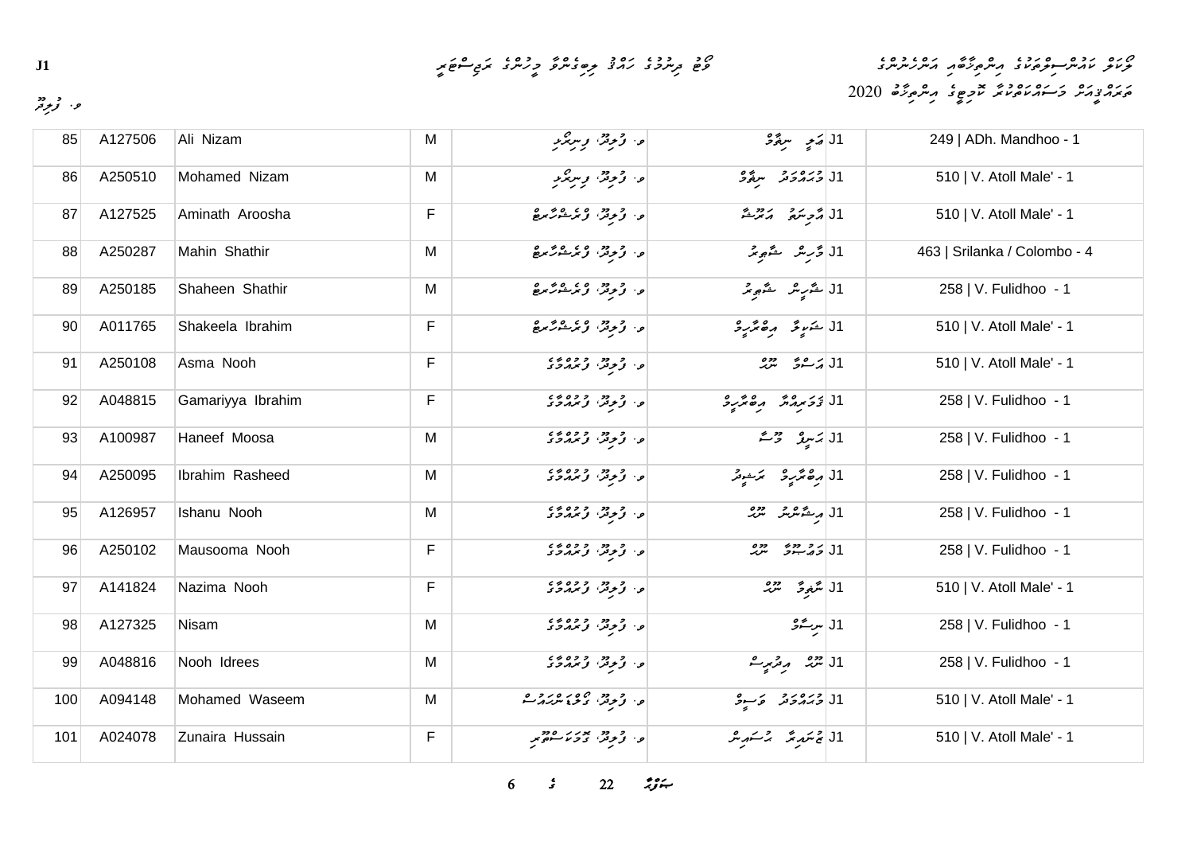| 85 | A127506 | Ali Nizam | M | ޑ. ފުލިދޫ، ވިނިލާ | J1 ޢަލީ ނިޒާމް | 249 \| ADh. Mandhoo - 1 |
|---|---|---|---|---|---|---|
| 86 | A250510 | Mohamed Nizam | M | ވ. ފުލިދޫ، ވިނިލާ | J1 މުޙައްމަދު ނިޒާމް | 510 \| V. Atoll Male' - 1 |
| 87 | A127525 | Aminath Aroosha | F | ވ. ފުލިދޫ، ވެރެސްކޯނަރ | J1 އާމިނަތު އަރޫޝާ | 510 \| V. Atoll Male' - 1 |
| 88 | A250287 | Mahin Shathir | M | ވ. ފުލިދޫ، ވެރެސްކޯނަރ | J1 މާހިން ޝާތިރު | 463 \| Srilanka / Colombo - 4 |
| 89 | A250185 | Shaheen Shathir | M | ވ. ފުލިދޫ، ވެރެސްކޯނަރ | J1 ޝާހީން ޝާތިރު | 258 \| V. Fulidhoo - 1 |
| 90 | A011765 | Shakeela Ibrahim | F | ވ. ފުލިދޫ، ވެރެސްކޯނަރ | J1 ޝަކީލާ އިބްރާހީމް | 510 \| V. Atoll Male' - 1 |
| 91 | A250108 | Asma Nooh | F | ވ. ފުލިދޫ، ފުރުމޫގެ | J1 އަސްމާ ނޫހު | 510 \| V. Atoll Male' - 1 |
| 92 | A048815 | Gamariyya Ibrahim | F | ވ. ފުލިދޫ، ފުރުމޫގެ | J1 ގަމަރިއްޔާ އިބްރާހީމް | 258 \| V. Fulidhoo - 1 |
| 93 | A100987 | Haneef Moosa | M | ވ. ފުލިދޫ، ފުރުމޫގެ | J1 ހަނީފް މޫސާ | 258 \| V. Fulidhoo - 1 |
| 94 | A250095 | Ibrahim Rasheed | M | ވ. ފުލިދޫ، ފުރުމޫގެ | J1 އިބްރާހީމް ރަޝީދު | 258 \| V. Fulidhoo - 1 |
| 95 | A126957 | Ishanu Nooh | M | ވ. ފުލިދޫ، ފުރުމޫގެ | J1 އިޝާނުން ނޫހު | 258 \| V. Fulidhoo - 1 |
| 96 | A250102 | Mausooma Nooh | F | ވ. ފުލިދޫ، ފުރުމޫގެ | J1 މައުސޫމާ ނޫހު | 258 \| V. Fulidhoo - 1 |
| 97 | A141824 | Nazima Nooh | F | ވ. ފުލިދޫ، ފުރުމޫގެ | J1 ނާޒިމާ ނޫހު | 510 \| V. Atoll Male' - 1 |
| 98 | A127325 | Nisam | M | ވ. ފުލިދޫ، ފުރުމޫގެ | J1 ނިސާމް | 258 \| V. Fulidhoo - 1 |
| 99 | A048816 | Nooh Idrees | M | ވ. ފުލިދޫ، ފުރުމޫގެ | J1 ނޫހު އިދުރީސް | 258 \| V. Fulidhoo - 1 |
| 100 | A094148 | Mohamed Waseem | M | ވ. ފުލިދޫ، ގޯލްޑަންހައުސް | J1 މުޙައްމަދު ވަސީމް | 510 \| V. Atoll Male' - 1 |
| 101 | A024078 | Zunaira Hussain | F | ވ. ފުލިދޫ، ގުލަބަސްޓޫރ | J1 ޒުނައިރާ ހުސައިން | 510 \| V. Atoll Male' - 1 |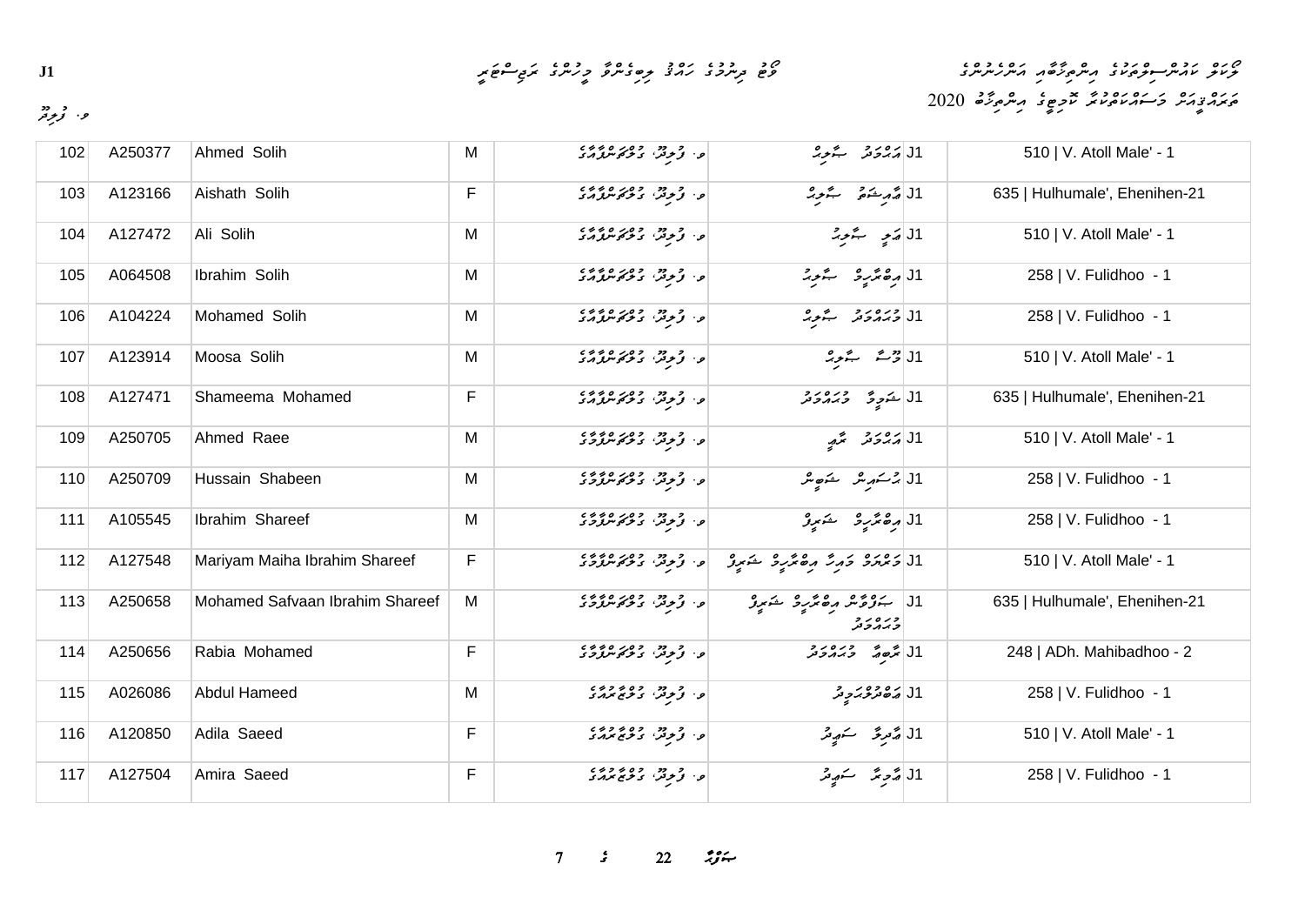| 102 | A250377 | Ahmed Solih | M | و· ۇولۇش، ئەنجەشۇرگە | J1 އަޙްމަދު ޞާލިޙް | 510 \| V. Atoll Male' - 1 |
|---|---|---|---|---|---|---|
| 103 | A123166 | Aishath Solih | F | و· ۇولۇش، ئەنجەشۇرگە | J1 އާއިޝަތު ޞާލިޙް | 635 \| Hulhumale', Ehenihen-21 |
| 104 | A127472 | Ali Solih | M | و· ۇولۇش، ئەنجەشۇرگە | J1 އަލި ޞާލިޙް | 510 \| V. Atoll Male' - 1 |
| 105 | A064508 | Ibrahim Solih | M | و· ۇولۇش، ئەنجەشۇرگە | J1 އިބްރާހީމް ޞާލިޙް | 258 \| V. Fulidhoo - 1 |
| 106 | A104224 | Mohamed Solih | M | و· ۇولۇش، ئەنجەشۇرگە | J1 މުޙައްމަދު ޞާލިޙް | 258 \| V. Fulidhoo - 1 |
| 107 | A123914 | Moosa Solih | M | و· ۇولۇش، ئەنجەشۇرگە | J1 މޫސާ ޞާލިޙް | 510 \| V. Atoll Male' - 1 |
| 108 | A127471 | Shameema Mohamed | F | و· ۇولۇش، ئەنجەشۇرگە | J1 ޝަމީމާ މުޙައްމަދު | 635 \| Hulhumale', Ehenihen-21 |
| 109 | A250705 | Ahmed Raee | M | و· ۇولۇش، ئەنجەشۇرۇگ | J1 އަޙްމަދު ރާއީ | 510 \| V. Atoll Male' - 1 |
| 110 | A250709 | Hussain Shabeen | M | و· ۇولۇش، ئەنجەشۇرۇگ | J1 ޙުސައިން ޝަބީން | 258 \| V. Fulidhoo - 1 |
| 111 | A105545 | Ibrahim Shareef | M | و· ۇولۇش، ئەنجەشۇرۇگ | J1 އިބްރާހީމް ޝަރީފް | 258 \| V. Fulidhoo - 1 |
| 112 | A127548 | Mariyam Maiha Ibrahim Shareef | F | و· ۇولۇش، ئەنجەشۇرۇگ | J1 މަރިޔަމް މައިހާ އިބްރާހީމް ޝަރީފް | 510 \| V. Atoll Male' - 1 |
| 113 | A250658 | Mohamed Safvaan Ibrahim Shareef | M | و· ۇولۇش، ئەنجەشۇرۇگ | J1 ޞަފްވާން އިބްރާހީމް ޝަރީފް މުޙައްމަދު | 635 \| Hulhumale', Ehenihen-21 |
| 114 | A250656 | Rabia Mohamed | F | و· ۇولۇش، ئەنجەشۇرۇگ | J1 ރާބިޢާ މުޙައްމަދު | 248 \| ADh. Mahibadhoo - 2 |
| 115 | A026086 | Abdul Hameed | M | و· ۇولۇش، ئەنجەبۇرۇ | J1 އަބްދުލްޙަމީދު | 258 \| V. Fulidhoo - 1 |
| 116 | A120850 | Adila Saeed | F | و· ۇولۇش، ئەنجەبۇرۇ | J1 އާދިލާ ސަޢީދު | 510 \| V. Atoll Male' - 1 |
| 117 | A127504 | Amira Saeed | F | و· ۇولۇش، ئەنجەبۇرۇ | J1 އާމިރާ ސަޢީދު | 258 \| V. Fulidhoo - 1 |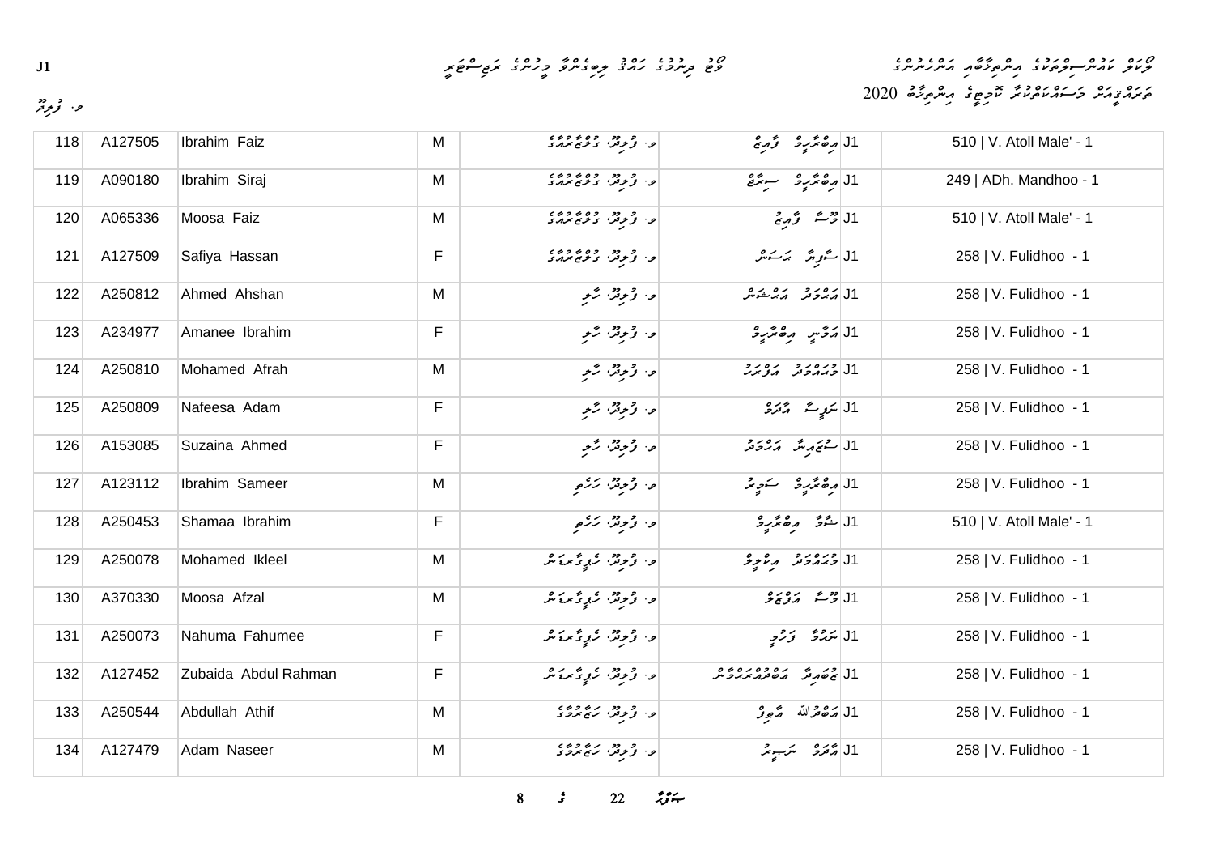| 118 | A127505 | Ibrahim Faiz | M | و· وْمِرْتْرُ، وْتْرُجْ بِرْمْ دْ | J1 مِرْھْتْرُرِدْ وْمِرْجْ | 510 \| V. Atoll Male' - 1 |
|---|---|---|---|---|---|---|
| 119 | A090180 | Ibrahim Siraj | M | و· وْمِرْتْرُ، وْتْرُجْ بِرْمْ دْ | J1 مِرْھْتْرُرِدْ سِبْرَجْ | 249 \| ADh. Mandhoo - 1 |
| 120 | A065336 | Moosa Faiz | M | و· وْمِرْتْرُ، وْتْرُجْ بِرْمْ دْ | J1 دْسْ وْمِرْجْ | 510 \| V. Atoll Male' - 1 |
| 121 | A127509 | Safiya Hassan | F | و· وْمِرْتْرُ، وْتْرُجْ بِرْمْ دْ | J1 سْوِرْ بْرَسْرْ | 258 \| V. Fulidhoo - 1 |
| 122 | A250812 | Ahmed Ahshan | M | و· وْمِرْتْرُ، رْمِ | J1 مَرْدَوْرْ مَرْشَرْ | 258 \| V. Fulidhoo - 1 |
| 123 | A234977 | Amanee Ibrahim | F | و· وْمِرْتْرُ، رْمِ | J1 مَدْسِ مِرْھْتْرُرِدْ | 258 \| V. Fulidhoo - 1 |
| 124 | A250810 | Mohamed Afrah | M | و· وْمِرْتْرُ، رْمِ | J1 دْرْمْدْرْ مَوْبَرْ | 258 \| V. Fulidhoo - 1 |
| 125 | A250809 | Nafeesa Adam | F | و· وْمِرْتْرُ، رْمِ | J1 سَرِسْ مَرْدْ | 258 \| V. Fulidhoo - 1 |
| 126 | A153085 | Suzaina Ahmed | F | و· وْمِرْتْرُ، رْمِ | J1 سْجَمِرْ مَرْدَوْرْ | 258 \| V. Fulidhoo - 1 |
| 127 | A123112 | Ibrahim Sameer | M | و· وْمِرْتْرُ، رَرْمِ | J1 مِرْھْتْرُرِدْ سَوِبْرْ | 258 \| V. Fulidhoo - 1 |
| 128 | A250453 | Shamaa Ibrahim | F | و· وْمِرْتْرُ، رَرْمِ | J1 شَدْ مِرْھْتْرُرِدْ | 510 \| V. Atoll Male' - 1 |
| 129 | A250078 | Mohamed Ikleel | M | و· وْمِرْتْرُ، رْمِرِدْسَرْ | J1 دْرْمْدْرْ مِرْمِوْ | 258 \| V. Fulidhoo - 1 |
| 130 | A370330 | Moosa Afzal | M | و· وْمِرْتْرُ، رْمِرِدْسَرْ | J1 دْسْ مَوْبَوْ | 258 \| V. Fulidhoo - 1 |
| 131 | A250073 | Nahuma Fahumee | F | و· وْمِرْتْرُ، رْمِرِدْسَرْ | J1 سَرْدْ وَرْدِ | 258 \| V. Fulidhoo - 1 |
| 132 | A127452 | Zubaida Abdul Rahman | F | و· وْمِرْتْرُ، رْمِرِدْسَرْ | J1 جْھَمِرْ مَھْتْرُمَرْبَرْدْسْ | 258 \| V. Fulidhoo - 1 |
| 133 | A250544 | Abdullah Athif | M | و· وْمِرْتْرُ، رَجْبَرْدْ | J1 مَھْتْرُاللہ مَجِوْ | 258 \| V. Fulidhoo - 1 |
| 134 | A127479 | Adam Naseer | M | و· وْمِرْتْرُ، رَجْبَرْدْ | J1 مَرْدْ سَرَسِبْرْ | 258 \| V. Fulidhoo - 1 |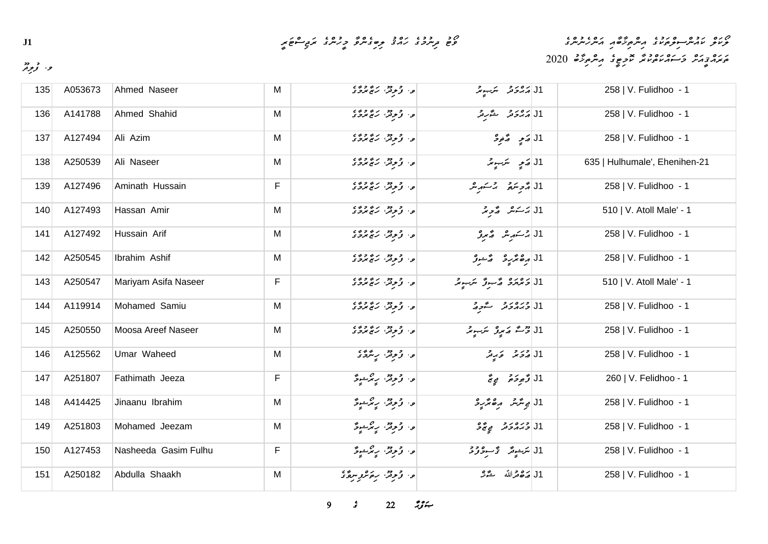| 135 | A053673 | Ahmed Naseer | M | ވ. ފުލިދޫ، ހަޖަރުގެ | J1 އަހްމަދު ނަސީރު | 258 \| V. Fulidhoo - 1 |
|---|---|---|---|---|---|---|
| 136 | A141788 | Ahmed Shahid | M | ވ. ފުލިދޫ، ހަޖަރުގެ | J1 އަހްމަދު ޝާހިދު | 258 \| V. Fulidhoo - 1 |
| 137 | A127494 | Ali Azim | M | ވ. ފުލިދޫ، ހަޖަރުގެ | J1 އަލީ އާޒިމް | 258 \| V. Fulidhoo - 1 |
| 138 | A250539 | Ali Naseer | M | ވ. ފުލިދޫ، ހަޖަރުގެ | J1 އަލީ ނަސީރު | 635 \| Hulhumale', Ehenihen-21 |
| 139 | A127496 | Aminath Hussain | F | ވ. ފުލިދޫ، ހަޖަރުގެ | J1 އާމިނަތު ހުސައިން | 258 \| V. Fulidhoo - 1 |
| 140 | A127493 | Hassan Amir | M | ވ. ފުލިދޫ، ހަޖަރުގެ | J1 ހަސަން އާމިރު | 510 \| V. Atoll Male' - 1 |
| 141 | A127492 | Hussain Arif | M | ވ. ފުލިދޫ، ހަޖަރުގެ | J1 ހުސައިން އާރިފް | 258 \| V. Fulidhoo - 1 |
| 142 | A250545 | Ibrahim Ashif | M | ވ. ފުލިދޫ، ހަޖަރުގެ | J1 އިބްރާހީމް އާޝިފް | 258 \| V. Fulidhoo - 1 |
| 143 | A250547 | Mariyam Asifa Naseer | F | ވ. ފުލިދޫ، ހަޖަރުގެ | J1 މަރިޔަމް އާސިފާ ނަސީރު | 510 \| V. Atoll Male' - 1 |
| 144 | A119914 | Mohamed Samiu | M | ވ. ފުލިދޫ، ހަޖަރުގެ | J1 މުހައްމަދު ސާމިޢު | 258 \| V. Fulidhoo - 1 |
| 145 | A250550 | Moosa Areef Naseer | M | ވ. ފުލިދޫ، ހަޖަރުގެ | J1 މޫސާ އަރީފް ނަސީރު | 258 \| V. Fulidhoo - 1 |
| 146 | A125562 | Umar Waheed | M | ވ. ފުލިދޫ، ހިނގާގެ | J1 އުމަރު ވަހީދު | 258 \| V. Fulidhoo - 1 |
| 147 | A251807 | Fathimath Jeeza | F | ވ. ފުލިދޫ، ހިރުޝިވާ | J1 ފާތިމަތު ޖީޒާ | 260 \| V. Felidhoo - 1 |
| 148 | A414425 | Jinaanu Ibrahim | M | ވ. ފުލިދޫ، ހިރުޝިވާ | J1 ޖިނާނު އިބްރާހީމް | 258 \| V. Fulidhoo - 1 |
| 149 | A251803 | Mohamed Jeezam | M | ވ. ފުލިދޫ، ހިރުޝިވާ | J1 މުހައްމަދު ޖީޒާމް | 258 \| V. Fulidhoo - 1 |
| 150 | A127453 | Nasheeda Gasim Fulhu | F | ވ. ފުލިދޫ، ހިރުޝިވާ | J1 ނަޝީދާ ގާސިމްފުޅު | 258 \| V. Fulidhoo - 1 |
| 151 | A250182 | Abdulla Shaakh | M | ވ. ފުލިދޫ، ހިތަދޫސިއްގެ | J1 އަބްދުﷲ ޝާހް | 258 \| V. Fulidhoo - 1 |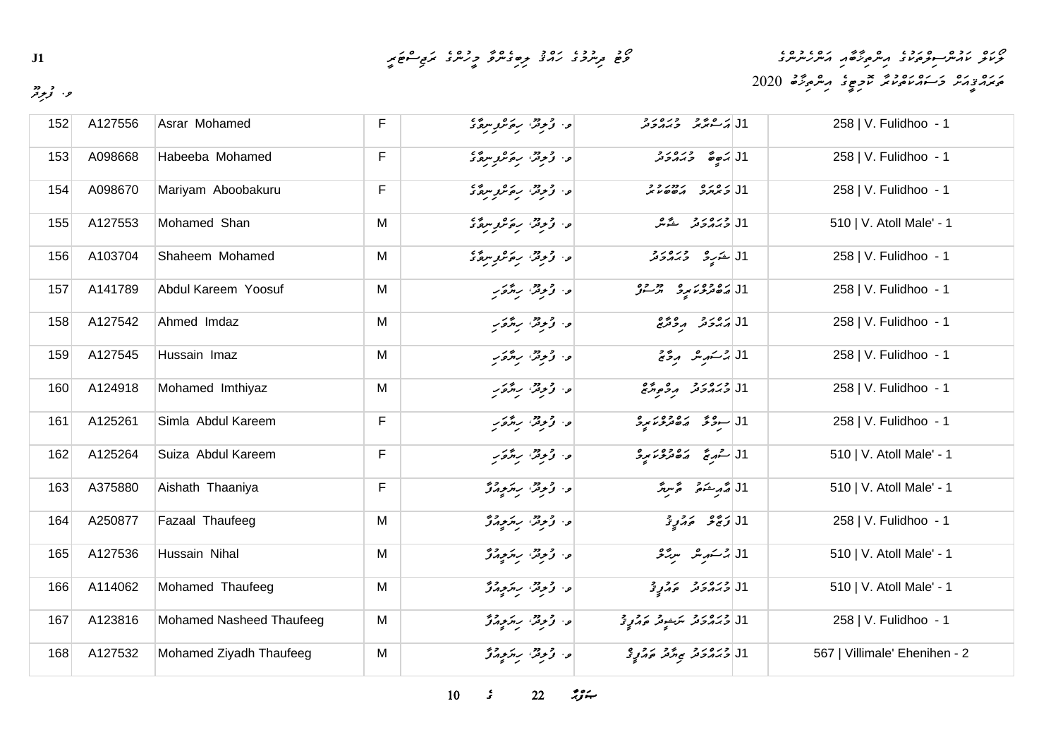| 152 | A127556 | Asrar Mohamed | F | ވ. ފުލިދޫ، ހިތަދޫއިރާގޭ | J1 އަސްރާރު މުހައްމަދު | 258 \| V. Fulidhoo - 1 |
|---|---|---|---|---|---|---|
| 153 | A098668 | Habeeba Mohamed | F | ވ. ފުލިދޫ، ހިތަދޫއިރާގޭ | J1 ހަބީބާ މުހައްމަދު | 258 \| V. Fulidhoo - 1 |
| 154 | A098670 | Mariyam Aboobakuru | F | ވ. ފުލިދޫ، ހިތަދޫއިރާގޭ | J1 މަރިޔަމް އަބޫބަކުރު | 258 \| V. Fulidhoo - 1 |
| 155 | A127553 | Mohamed Shan | M | ވ. ފުލިދޫ، ހިތަދޫއިރާގޭ | J1 މުހައްމަދު ޝާން | 510 \| V. Atoll Male' - 1 |
| 156 | A103704 | Shaheem Mohamed | M | ވ. ފުލިދޫ، ހިތަދޫއިރާގޭ | J1 ޝަހީމް މުހައްމަދު | 258 \| V. Fulidhoo - 1 |
| 157 | A141789 | Abdul Kareem Yoosuf | M | ވ. ފުލިދޫ، ހިދާޔަ | J1 އަބްދުލްކަރީމް ޔޫސުފް | 258 \| V. Fulidhoo - 1 |
| 158 | A127542 | Ahmed Imdaz | M | ވ. ފުލިދޫ، ހިދާޔަ | J1 އަހްމަދު އިމްދާޒް | 258 \| V. Fulidhoo - 1 |
| 159 | A127545 | Hussain Imaz | M | ވ. ފުލިދޫ، ހިދާޔަ | J1 ހުސައިން އިމާޒް | 258 \| V. Fulidhoo - 1 |
| 160 | A124918 | Mohamed Imthiyaz | M | ވ. ފުލިދޫ، ހިދާޔަ | J1 މުހައްމަދު އިމްތިޔާޒް | 258 \| V. Fulidhoo - 1 |
| 161 | A125261 | Simla Abdul Kareem | F | ވ. ފުލިދޫ، ހިދާޔަ | J1 ސިމްލާ އަބްދުލްކަރީމް | 258 \| V. Fulidhoo - 1 |
| 162 | A125264 | Suiza Abdul Kareem | F | ވ. ފުލިދޫ، ހިދާޔަ | J1 ސުއިޒާ އަބްދުލްކަރީމް | 510 \| V. Atoll Male' - 1 |
| 163 | A375880 | Aishath Thaaniya | F | ވ. ފުލިދޫ، ހިދާޔަތުވާ | J1 އާއިޝަތު ތާނިޔާ | 510 \| V. Atoll Male' - 1 |
| 164 | A250877 | Fazaal Thaufeeg | M | ވ. ފުލިދޫ، ހިދާޔަތުވާ | J1 ފަޒާލް ތައުފީގު | 258 \| V. Fulidhoo - 1 |
| 165 | A127536 | Hussain Nihal | M | ވ. ފުލިދޫ، ހިދާޔަތުވާ | J1 ހުސައިން ނިހާލް | 510 \| V. Atoll Male' - 1 |
| 166 | A114062 | Mohamed Thaufeeg | M | ވ. ފުލިދޫ، ހިދާޔަތުވާ | J1 މުހައްމަދު ތައުފީގު | 510 \| V. Atoll Male' - 1 |
| 167 | A123816 | Mohamed Nasheed Thaufeeg | M | ވ. ފުލިދޫ، ހިދާޔަތުވާ | J1 މުހައްމަދު ނަޝީދު ތައުފީގު | 258 \| V. Fulidhoo - 1 |
| 168 | A127532 | Mohamed Ziyadh Thaufeeg | M | ވ. ފުލިދޫ، ހިދާޔަތުވާ | J1 މުހައްމަދު ޒިޔާދު ތައުފީގު | 567 \| Villimale' Ehenihen - 2 |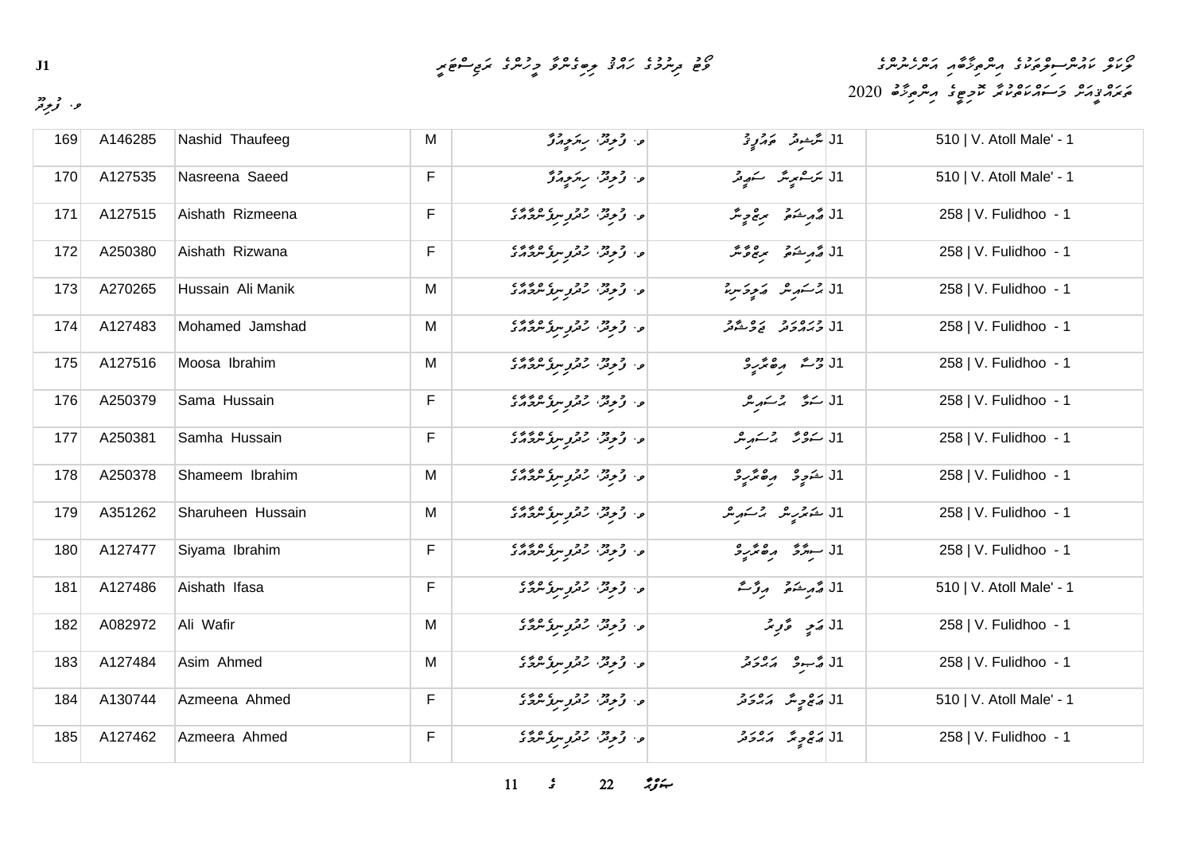| 169 | A146285 | Nashid Thaufeeg | M | و· وُلِيدُّ، رِيرَ مِرْدُوْ | J1 سَّرْشِيشْ ۔ وَیُرُوتِ | 510 \| V. Atoll Male' - 1 |
|---|---|---|---|---|---|---|
| 170 | A127535 | Nasreena Saeed | F | و· وُلِيدُّ، رِيرَ مِرْدُوْ | J1 سَرَسْمِيرِسَّر سَرُمِيِدْ | 510 \| V. Atoll Male' - 1 |
| 171 | A127515 | Aishath Rizmeena | F | و· وُلِيدُّ، رُسْرُوِ سِرُوْ سُرُوْ مَرُ | J1 مُرْمِشَرْمُ مِرْجِ جِيسَّر | 258 \| V. Fulidhoo - 1 |
| 172 | A250380 | Aishath Rizwana | F | و· وُلِيدُّ، رُسْرُوِ سِرُوْ سُرُوْ مَرُ | J1 مُرْمِشَرْمُ مِرْجِ جُّسَّر | 258 \| V. Fulidhoo - 1 |
| 173 | A270265 | Hussain Ali Manik | M | و· وُلِيدُّ، رُسْرُوِ سِرُوْ سُرُوْ مَرُ | J1 بُرْسَمْرِ سُرْ مَرْجُ وَ سِرْ مِ | 258 \| V. Fulidhoo - 1 |
| 174 | A127483 | Mohamed Jamshad | M | و· وُلِيدُّ، رُسْرُوِ سِرُوْ سُرُوْ مَرُ | J1 وَرَرْمَ وَرْ فَوَ شُوَرْ | 258 \| V. Fulidhoo - 1 |
| 175 | A127516 | Moosa Ibrahim | M | و· وُلِيدُّ، رُسْرُوِ سِرُوْ سُرُوْ مَرُ | J1 وُسْتُ مِرْ صُرُّ بِرْ وُ | 258 \| V. Fulidhoo - 1 |
| 176 | A250379 | Sama Hussain | F | و· وُلِيدُّ، رُسْرُوِ سِرُوْ سُرُوْ مَرُ | J1 سَرْ وُ بُرْ سَمْرِ سُر | 258 \| V. Fulidhoo - 1 |
| 177 | A250381 | Samha Hussain | F | و· وُلِيدُّ، رُسْرُوِ سِرُوْ سُرُوْ مَرُ | J1 سَرْ وُرَ بُرْ سَمْرِ سُر | 258 \| V. Fulidhoo - 1 |
| 178 | A250378 | Shameem Ibrahim | M | و· وُلِيدُّ، رُسْرُوِ سِرُوْ سُرُوْ مَرُ | J1 شَرَوِ وُ مِرْ صُرُّ بِرْ وُ | 258 \| V. Fulidhoo - 1 |
| 179 | A351262 | Sharuheen Hussain | M | و· وُلِيدُّ، رُسْرُوِ سِرُوْ سُرُوْ مَرُ | J1 شَرَ مَرِ سُر بُرْ سَمْرِ سُر | 258 \| V. Fulidhoo - 1 |
| 180 | A127477 | Siyama Ibrahim | F | و· وُلِيدُّ، رُسْرُوِ سِرُوْ سُرُوْ مَرُ | J1 سِرْمُرُّ مِرْ صُرُّ بِرْ وُ | 258 \| V. Fulidhoo - 1 |
| 181 | A127486 | Aishath Ifasa | F | و· وُلِيدُّ، رُسْرُوِ سِرُوْ سُرُوْ | J1 مُرْمِشَرْمُ مِرْ وُّ سُتَّ | 510 \| V. Atoll Male' - 1 |
| 182 | A082972 | Ali Wafir | M | و· وُلِيدُّ، رُسْرُوِ سِرُوْ سُرُوْ | J1 مَرْمِ وُّ وِ سُر | 258 \| V. Fulidhoo - 1 |
| 183 | A127484 | Asim Ahmed | M | و· وُلِيدُّ، رُسْرُوِ سِرُوْ سُرُوْ | J1 مُرْسِوُ مَرْرُوَ مَرْ | 258 \| V. Fulidhoo - 1 |
| 184 | A130744 | Azmeena Ahmed | F | و· وُلِيدُّ، رُسْرُوِ سِرُوْ سُرُوْ | J1 مَرْجِ جِيسَّر مَرْرُوَ مَرْ | 510 \| V. Atoll Male' - 1 |
| 185 | A127462 | Azmeera Ahmed | F | و· وُلِيدُّ، رُسْرُوِ سِرُوْ سُرُوْ | J1 مَرْجِ جِيمَرُّ مَرْرُوَ مَرْ | 258 \| V. Fulidhoo - 1 |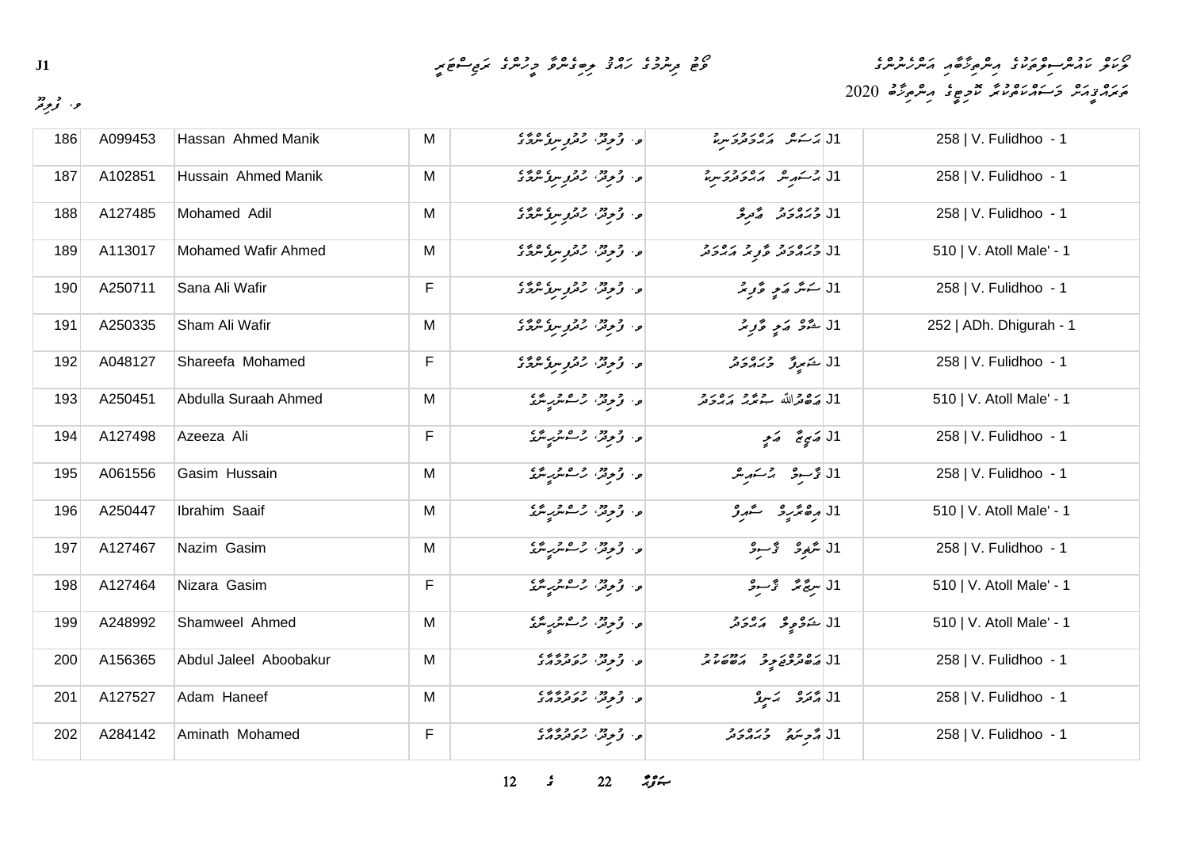| 186 | A099453 | Hassan Ahmed Manik | M | ވ. ފުލިދޫ، ހުދުފިނިފެންމާގެ | J1 ޙަސަން އަޙްމަދުމަނިކު | 258 \| V. Fulidhoo - 1 |
|---|---|---|---|---|---|---|
| 187 | A102851 | Hussain Ahmed Manik | M | ވ. ފުލިދޫ، ހުދުފިނިފެންމާގެ | J1 ޙުސައިން އަޙްމަދުމަނިކު | 258 \| V. Fulidhoo - 1 |
| 188 | A127485 | Mohamed Adil | M | ވ. ފުލިދޫ، ހުދުފިނިފެންމާގެ | J1 މުޙައްމަދު އާދިލް | 258 \| V. Fulidhoo - 1 |
| 189 | A113017 | Mohamed Wafir Ahmed | M | ވ. ފުލިދޫ، ހުދުފިނިފެންމާގެ | J1 މުޙައްމަދު ވާފިރު އަޙްމަދު | 510 \| V. Atoll Male' - 1 |
| 190 | A250711 | Sana Ali Wafir | F | ވ. ފުލިދޫ، ހުދުފިނިފެންމާގެ | J1 ސަނާ ޢަލީ ވާފިރު | 258 \| V. Fulidhoo - 1 |
| 191 | A250335 | Sham Ali Wafir | M | ވ. ފުލިދޫ، ހުދުފިނިފެންމާގެ | J1 ޝާމް ޢަލީ ވާފިރު | 252 \| ADh. Dhigurah - 1 |
| 192 | A048127 | Shareefa Mohamed | F | ވ. ފުލިދޫ، ހުދުފިނިފެންމާގެ | J1 ޝަރީފާ މުޙައްމަދު | 258 \| V. Fulidhoo - 1 |
| 193 | A250451 | Abdulla Suraah Ahmed | M | ވ. ފުލިދޫ، ހުސްނުހިނާގެ | J1 އަބްދުﷲ ސުރާޙް އަޙްމަދު | 510 \| V. Atoll Male' - 1 |
| 194 | A127498 | Azeeza Ali | F | ވ. ފުލިދޫ، ހުސްނުހިނާގެ | J1 ޢަޒީޒާ ޢަލީ | 258 \| V. Fulidhoo - 1 |
| 195 | A061556 | Gasim Hussain | M | ވ. ފުލިދޫ، ހުސްނުހިނާގެ | J1 ޤާސިމް ޙުސައިން | 258 \| V. Fulidhoo - 1 |
| 196 | A250447 | Ibrahim Saaif | M | ވ. ފުލިދޫ، ހުސްނުހިނާގެ | J1 އިބްރާހީމް ސާއިފް | 510 \| V. Atoll Male' - 1 |
| 197 | A127467 | Nazim Gasim | M | ވ. ފުލިދޫ، ހުސްނުހިނާގެ | J1 ނާޒިމް ޤާސިމް | 258 \| V. Fulidhoo - 1 |
| 198 | A127464 | Nizara Gasim | F | ވ. ފުލިދޫ، ހުސްނުހިނާގެ | J1 ނިޒާރާ ޤާސިމް | 510 \| V. Atoll Male' - 1 |
| 199 | A248992 | Shamweel Ahmed | M | ވ. ފުލިދޫ، ހުސްނުހިނާގެ | J1 ޝަމްވީލް އަޙްމަދު | 510 \| V. Atoll Male' - 1 |
| 200 | A156365 | Abdul Jaleel Aboobakur | M | ވ. ފުލިދޫ، ހުވަދުމާގެ | J1 އަބްދުލްޖަލީލް އަބޫބަކުރު | 258 \| V. Fulidhoo - 1 |
| 201 | A127527 | Adam Haneef | M | ވ. ފުލިދޫ، ހުވަދުމާގެ | J1 އާދަމް ޙަނީފް | 258 \| V. Fulidhoo - 1 |
| 202 | A284142 | Aminath Mohamed | F | ވ. ފުލިދޫ، ހުވަދުމާގެ | J1 އާމިނަތު މުޙައްމަދު | 258 \| V. Fulidhoo - 1 |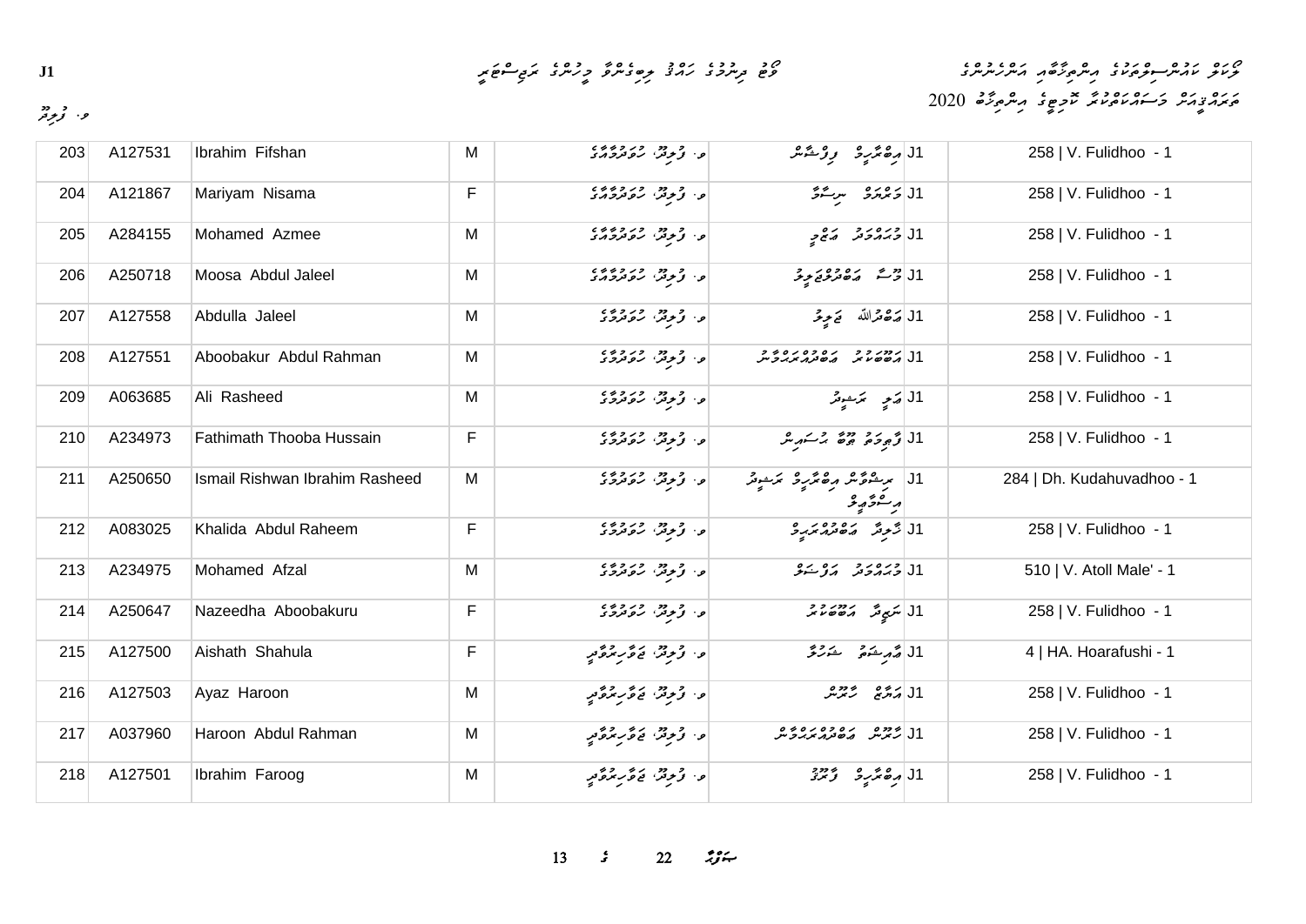| 203 | A127531 | Ibrahim Fifshan | M | و· ފުލިދޫ، ހުވަދުމާގެ | J1  އިބްރާހީމް ފިފްޝާން | 258 \| V. Fulidhoo - 1 |
|---|---|---|---|---|---|---|
| 204 | A121867 | Mariyam Nisama | F | و· ފުލިދޫ، ހުވަދުމާގެ | J1 މަރިޔަމް ނިސާމާ | 258 \| V. Fulidhoo - 1 |
| 205 | A284155 | Mohamed Azmee | M | و· ފުލިދޫ، ހުވަދުމާގެ | J1 މުހައްމަދު އަޒްމީ | 258 \| V. Fulidhoo - 1 |
| 206 | A250718 | Moosa Abdul Jaleel | M | و· ފުލިދޫ، ހުވަދުމާގެ | J1 މޫސާ އަބްދުލްޖަލީލް | 258 \| V. Fulidhoo - 1 |
| 207 | A127558 | Abdulla Jaleel | M | و· ފުލިދޫ، ހުވަދުމާގެ | J1 އަބްދުﷲ ޖަލީލް | 258 \| V. Fulidhoo - 1 |
| 208 | A127551 | Aboobakur Abdul Rahman | M | و· ފުލިދޫ، ހުވަދުމާގެ | J1 އަބޫބަކުރު އަބްދުއްރަހްމާން | 258 \| V. Fulidhoo - 1 |
| 209 | A063685 | Ali Rasheed | M | و· ފުލިދޫ، ހުވަދުމާގެ | J1 އަލި ރަޝީދު | 258 \| V. Fulidhoo - 1 |
| 210 | A234973 | Fathimath Thooba Hussain | F | و· ފުލިދޫ، ހުވަދުމާގެ | J1 ފާތިމަތު ތޫބާ ހުސައިން | 258 \| V. Fulidhoo - 1 |
| 211 | A250650 | Ismail Rishwan Ibrahim Rasheed | M | و· ފުލިދޫ، ހުވަދުމާގެ | J1 ރިޝްވާން އިބްރާހީމް ރަޝީދު އިސްމާޢީލް | 284 \| Dh. Kudahuvadhoo - 1 |
| 212 | A083025 | Khalida Abdul Raheem | F | و· ފުލިދޫ، ހުވަދުމާގެ | J1 ޚާލިދާ އަބްދުއްރަޙީމް | 258 \| V. Fulidhoo - 1 |
| 213 | A234975 | Mohamed Afzal | M | و· ފުލިދޫ، ހުވަދުމާގެ | J1 މުހައްމަދު އަފްޟަލް | 510 \| V. Atoll Male' - 1 |
| 214 | A250647 | Nazeedha Aboobakuru | F | و· ފުލިދޫ، ހުވަދުމާގެ | J1 ނަޒީދާ އަބޫބަކުރު | 258 \| V. Fulidhoo - 1 |
| 215 | A127500 | Aishath Shahula | F | و· ފުލިދޫ، ޖަވާހިރުވާދީ | J1 އާއިޝަތު ޝަހުލާ | 4 \| HA. Hoarafushi - 1 |
| 216 | A127503 | Ayaz Haroon | M | و· ފުލިދޫ، ޖަވާހިރުވާދީ | J1 އަޔާޒް ހާރޫން | 258 \| V. Fulidhoo - 1 |
| 217 | A037960 | Haroon Abdul Rahman | M | و· ފުލިދޫ، ޖަވާހިރުވާދީ | J1 ހާރޫން އަބްދުއްރަހްމާން | 258 \| V. Fulidhoo - 1 |
| 218 | A127501 | Ibrahim Faroog | M | و· ފުލިދޫ، ޖަވާހިރުވާދީ | J1 އިބްރާހީމް ފާރޫޤު | 258 \| V. Fulidhoo - 1 |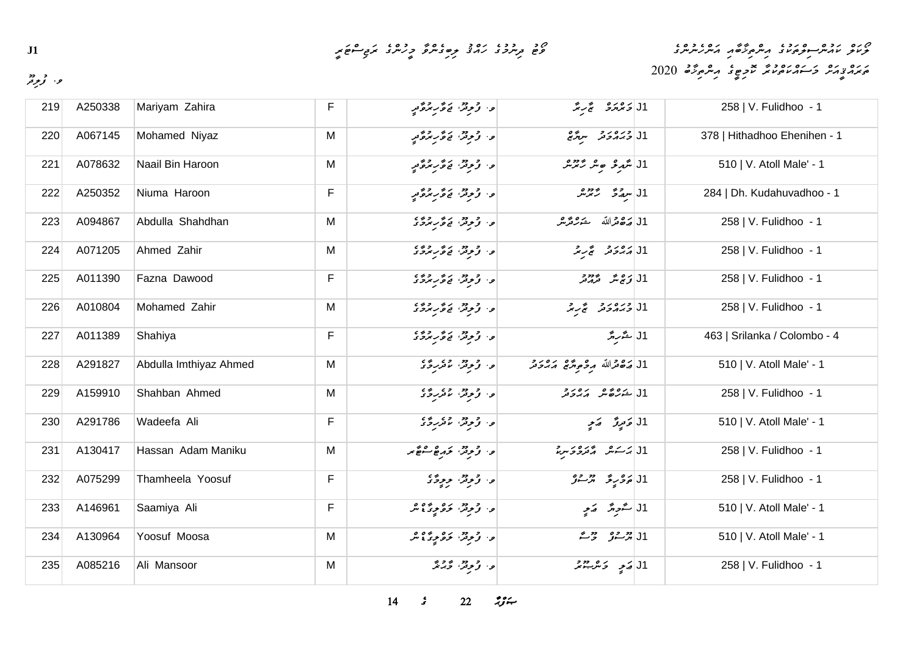| 219 | A250338 | Mariyam Zahira | F | و· ژوِتژ، ڇَڱَر بِرُوَّتِرِ | J1 وَبِرْبَرُو ڇَرِبَرٌ | 258 \| V. Fulidhoo - 1 |
|---|---|---|---|---|---|---|
| 220 | A067145 | Mohamed Niyaz | M | و· ژوِتژ، ڇَڱَر بِرُوَّتِرِ | J1 وُبَرُدُوَتْر سِرَّتْج | 378 \| Hithadhoo Ehenihen - 1 |
| 221 | A078632 | Naail Bin Haroon | M | و· ژوِتژ، ڇَڱَر بِرُوَّتِرِ | J1 سَّرِ بُو ھِسْر رَّبْرُسْر | 510 \| V. Atoll Male' - 1 |
| 222 | A250352 | Niuma Haroon | F | و· ژوِتژ، ڇَڱَر بِرُوَّتِرِ | J1 سِرْدُدَّ رَّبْرُسْر | 284 \| Dh. Kudahuvadhoo - 1 |
| 223 | A094867 | Abdulla Shahdhan | M | و· ژوِتژ، ڇَڱَر بِرُوَّدَّى | J1 رَڇْ‌ھْتَرْاللّه شَرْتَرْسْر | 258 \| V. Fulidhoo - 1 |
| 224 | A071205 | Ahmed Zahir | M | و· ژوِتژ، ڇَڱَر بِرُوَّدَّى | J1 رَبْرُدَتْر ڇَبِرْ | 258 \| V. Fulidhoo - 1 |
| 225 | A011390 | Fazna Dawood | F | و· ژوِتژ، ڇَڱَر بِرُوَّدَّى | J1 وَّڇْسْر تَرْدُدْتْر | 258 \| V. Fulidhoo - 1 |
| 226 | A010804 | Mohamed Zahir | M | و· ژوِتژ، ڇَڱَر بِرُوَّدَّى | J1 وُبَرُدُوَتْر ڇَبِرْ | 258 \| V. Fulidhoo - 1 |
| 227 | A011389 | Shahiya | F | و· ژوِتژ، ڇَڱَر بِرُوَّدَّى | J1 شَّرِرَّ | 463 \| Srilanka / Colombo - 4 |
| 228 | A291827 | Abdulla Imthiyaz Ahmed | M | و· ژوِتژ، ناتَرِرِدَّى | J1 رَڇْ‌ھْتَرْاللّه رِرْدُرِتْرَّڇْ رَبْرُدَتْر | 510 \| V. Atoll Male' - 1 |
| 229 | A159910 | Shahban Ahmed | M | و· ژوِتژ، ناتَرِرِدَّى | J1 شَرْڇْسْر رَبْرُدَتْر | 258 \| V. Fulidhoo - 1 |
| 230 | A291786 | Wadeefa Ali | F | و· ژوِتژ، ناتَرِرِدَّى | J1 وَتِرِرَّ رَمِ | 510 \| V. Atoll Male' - 1 |
| 231 | A130417 | Hassan Adam Maniku | M | و· ژوِتژ، ڇَرِڇْ شِرْڇَبْر | J1 بَرَسَسْر رَّتَرْدُوَسِرِ | 258 \| V. Fulidhoo - 1 |
| 232 | A075299 | Thamheela Yoosuf | F | و· ژوِتژ، وِرِدَّى | J1 ھَڇْرِتَّ تْرْسْتُوْ | 258 \| V. Fulidhoo - 1 |
| 233 | A146961 | Saamiya Ali | F | و· ژوِتژ، ڇَڇْوِرِدَّچْسْر | J1 سَّتِرِتَّ رَمِ | 510 \| V. Atoll Male' - 1 |
| 234 | A130964 | Yoosuf Moosa | M | و· ژوِتژ، ڇَڇْوِرِدَّچْسْر | J1 تْرْسْتُوْ تْرْسَّ | 510 \| V. Atoll Male' - 1 |
| 235 | A085216 | Ali Mansoor | M | و· ژوِتژ، ڇَبَرْبَرٌ | J1 رَمِ وَسْرْسْتُبَرٌ | 258 \| V. Fulidhoo - 1 |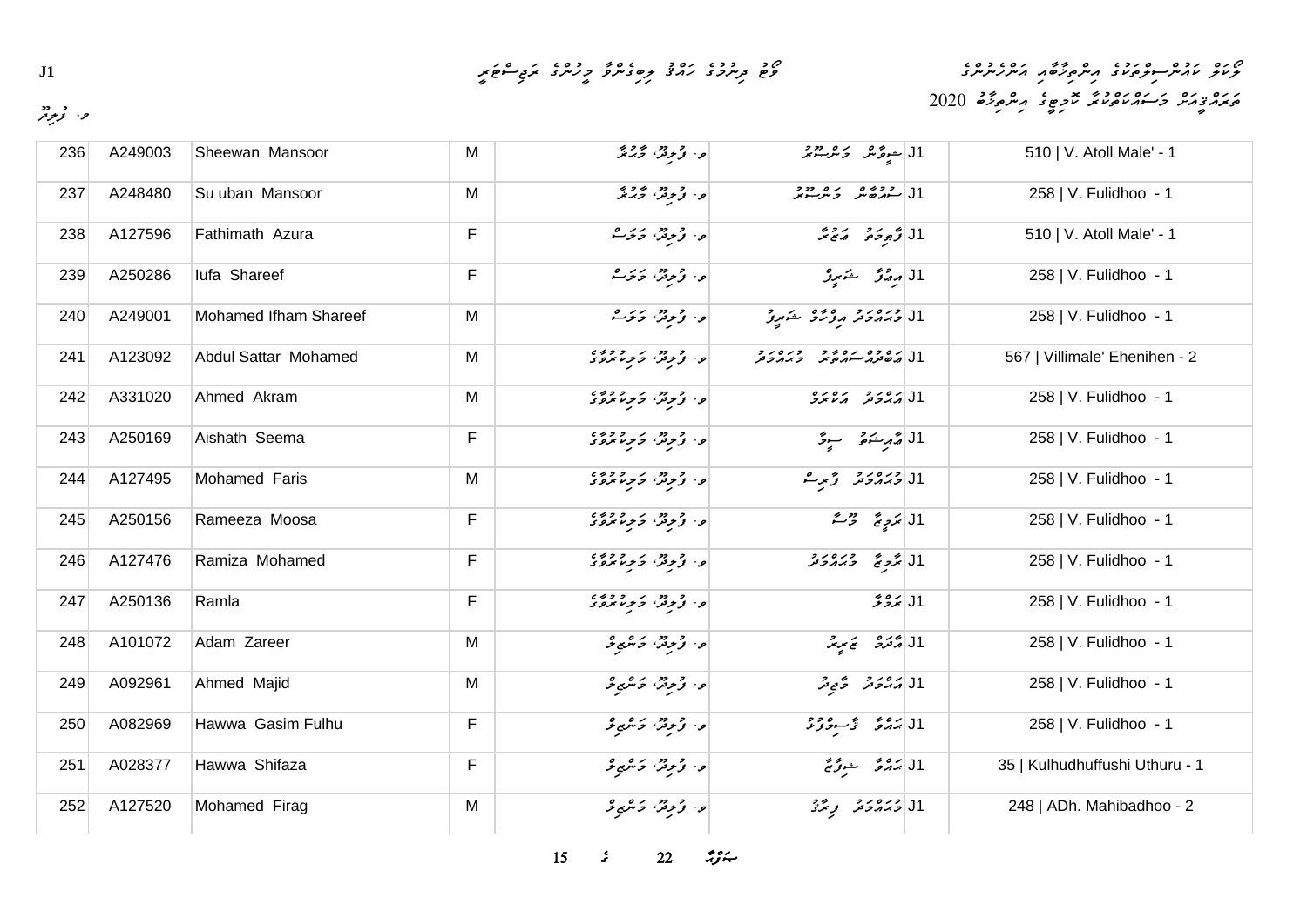| 236 | A249003 | Sheewan Mansoor | M | و. ژوِٹرُ، ڈُڊُٹرُ | J1 شِوِگَٹر کَٹرِبُّٹر | 510 \| V. Atoll Male' - 1 |
|---|---|---|---|---|---|---|
| 237 | A248480 | Su uban Mansoor | M | و. ژوِٹرُ، ڈُڊُٹرُ | J1 سُمُرُّگَٹر کَٹرِبُّٹر | 258 \| V. Fulidhoo - 1 |
| 238 | A127596 | Fathimath Azura | F | و. ژوِٹرُ، دَکَرُ | J1 ژَّجِوَدَ کَچَّ | 510 \| V. Atoll Male' - 1 |
| 239 | A250286 | Iufa Shareef | F | و. ژوِٹرُ، دَکَرُ | J1 ہِدُنَّ شَمِرُوِّ | 258 \| V. Fulidhoo - 1 |
| 240 | A249001 | Mohamed Ifham Shareef | M | و. ژوِٹرُ، دَکَرُ | J1 دُبَرُدَدَ ہِدِرُنَّرُ شَمِرُوِّ | 258 \| V. Fulidhoo - 1 |
| 241 | A123092 | Abdul Sattar Mohamed | M | و. ژوِٹرُ، دَمِرُمَرُدّی | J1 کَرُھَرُہ سَرُرَدَ دُبَرُدَدَ | 567 \| Villimale' Ehenihen - 2 |
| 242 | A331020 | Ahmed Akram | M | و. ژوِٹرُ، دَمِرُمَرُدّی | J1 کَرُدَدَ کَرُکَرُ | 258 \| V. Fulidhoo - 1 |
| 243 | A250169 | Aishath Seema | F | و. ژوِٹرُ، دَمِرُمَرُدّی | J1 کُہِرُشَکَ سِوِّ | 258 \| V. Fulidhoo - 1 |
| 244 | A127495 | Mohamed Faris | M | و. ژوِٹرُ، دَمِرُمَرُدّی | J1 دُبَرُدَدَ ژَّمِرُ | 258 \| V. Fulidhoo - 1 |
| 245 | A250156 | Rameeza Moosa | F | و. ژوِٹرُ، دَمِرُمَرُدّی | J1 بَرُوِجَّ دُّسَّ | 258 \| V. Fulidhoo - 1 |
| 246 | A127476 | Ramiza Mohamed | F | و. ژوِٹرُ، دَمِرُمَرُدّی | J1 بَرُّوِجَّ دُبَرُدَدَ | 258 \| V. Fulidhoo - 1 |
| 247 | A250136 | Ramla | F | و. ژوِٹرُ، دَمِرُمَرُدّی | J1 بَرُدُّ | 258 \| V. Fulidhoo - 1 |
| 248 | A101072 | Adam Zareer | M | و. ژوِٹرُ، دَسْرِوِّ | J1 کُرُدَ بَمِرُ | 258 \| V. Fulidhoo - 1 |
| 249 | A092961 | Ahmed Majid | M | و. ژوِٹرُ، دَسْرِوِّ | J1 کَرُدَدَ دُّوِرُ | 258 \| V. Fulidhoo - 1 |
| 250 | A082969 | Hawwa Gasim Fulhu | F | و. ژوِٹرُ، دَسْرِوِّ | J1 بَرُدَّ ژُّسِوِرُّ | 258 \| V. Fulidhoo - 1 |
| 251 | A028377 | Hawwa Shifaza | F | و. ژوِٹرُ، دَسْرِوِّ | J1 بَرُدَّ شِوِّجَّ | 35 \| Kulhudhuffushi Uthuru - 1 |
| 252 | A127520 | Mohamed Firag | M | و. ژوِٹرُ، دَسْرِوِّ | J1 دُبَرُدَدَ وِبَرُّ | 248 \| ADh. Mahibadhoo - 2 |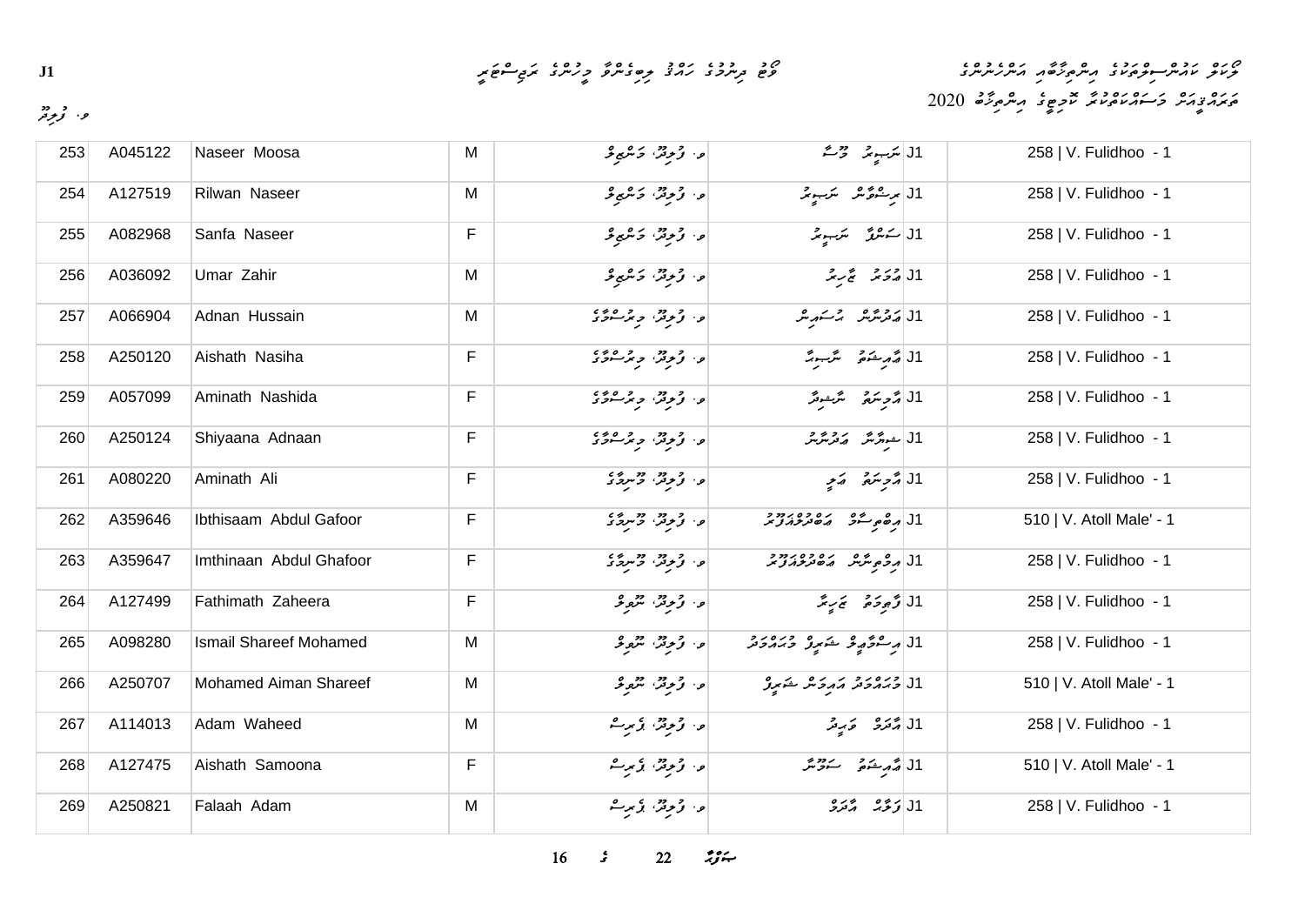| 253 | A045122 | Naseer Moosa | M | ވ. ފުލިދޫ، ގަންޖީވާ | J1 ނަޞީރު މޫސާ | 258 \| V. Fulidhoo - 1 |
|---|---|---|---|---|---|---|
| 254 | A127519 | Rilwan Naseer | M | ވ. ފުލިދޫ، ގަންޖީވާ | J1 ރިލްވާން ނަޞީރު | 258 \| V. Fulidhoo - 1 |
| 255 | A082968 | Sanfa Naseer | F | ވ. ފުލިދޫ، ގަންޖީވާ | J1 ސަންފާ ނަޞީރު | 258 \| V. Fulidhoo - 1 |
| 256 | A036092 | Umar Zahir | M | ވ. ފުލިދޫ، ގަންޖީވާ | J1 އުމަރު ޒާހިރު | 258 \| V. Fulidhoo - 1 |
| 257 | A066904 | Adnan Hussain | M | ވ. ފުލިދޫ، މިރުސްމާގެ | J1 އަދުނާން ހުސައިން | 258 \| V. Fulidhoo - 1 |
| 258 | A250120 | Aishath Nasiha | F | ވ. ފުލިދޫ، މިރުސްމާގެ | J1 އާއިޝަތު ނާސިހާ | 258 \| V. Fulidhoo - 1 |
| 259 | A057099 | Aminath Nashida | F | ވ. ފުލިދޫ، މިރުސްމާގެ | J1 އާމިނަތު ނާޝިދާ | 258 \| V. Fulidhoo - 1 |
| 260 | A250124 | Shiyaana Adnaan | F | ވ. ފުލިދޫ، މިރުސްމާގެ | J1 ޝިޔާނާ އަދުނާން | 258 \| V. Fulidhoo - 1 |
| 261 | A080220 | Aminath Ali | F | ވ. ފުލިދޫ، މޫނިމާގެ | J1 އާމިނަތު އަލި | 258 \| V. Fulidhoo - 1 |
| 262 | A359646 | Ibthisaam Abdul Gafoor | F | ވ. ފުލިދޫ، މޫނިމާގެ | J1 އިބްތިސާމް އަބްދުލްޣަފޫރު | 510 \| V. Atoll Male' - 1 |
| 263 | A359647 | Imthinaan Abdul Ghafoor | F | ވ. ފުލިދޫ، މޫނިމާގެ | J1 އިމްތިނާން އަބްދުލްޣަފޫރު | 258 \| V. Fulidhoo - 1 |
| 264 | A127499 | Fathimath Zaheera | F | ވ. ފުލިދޫ، ނޫރިވާ | J1 ފާތިމަތު ޒަހީރާ | 258 \| V. Fulidhoo - 1 |
| 265 | A098280 | Ismail Shareef Mohamed | M | ވ. ފުލިދޫ، ނޫރިވާ | J1 އިސްމާއީލް ޝަރީފް މުހައްމަދު | 258 \| V. Fulidhoo - 1 |
| 266 | A250707 | Mohamed Aiman Shareef | M | ވ. ފުލިދޫ، ނޫރިވާ | J1 މުހައްމަދު އައިމަން ޝަރީފް | 510 \| V. Atoll Male' - 1 |
| 267 | A114013 | Adam Waheed | M | ވ. ފުލިދޫ، ޕެރިސް | J1 އާދަމް ވަހީދު | 258 \| V. Fulidhoo - 1 |
| 268 | A127475 | Aishath Samoona | F | ވ. ފުލިދޫ، ޕެރިސް | J1 އާއިޝަތު ސަމޫނާ | 510 \| V. Atoll Male' - 1 |
| 269 | A250821 | Falaah Adam | M | ވ. ފުލިދޫ، ޕެރިސް | J1 ފަލާހު އާދަމް | 258 \| V. Fulidhoo - 1 |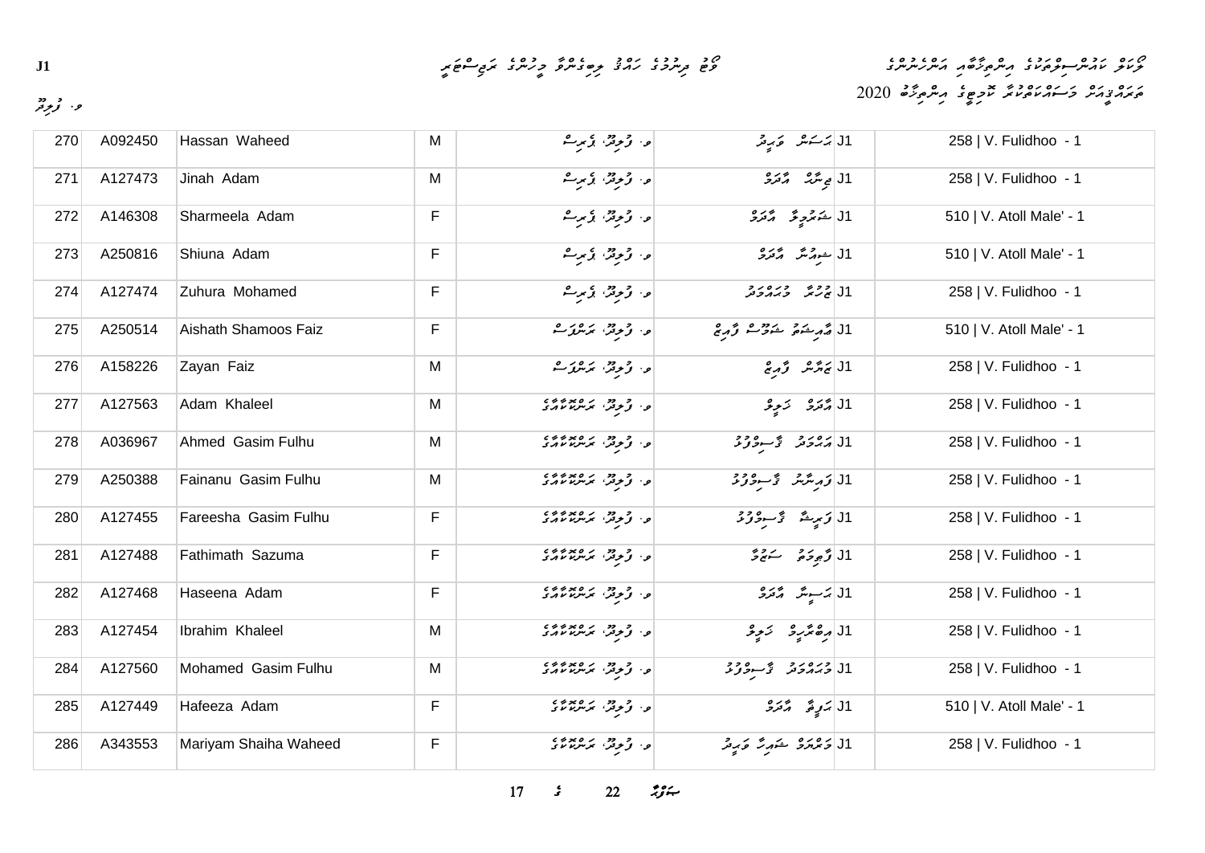| 270 | A092450 | Hassan Waheed | M | ވ. ފުލިދޫ، ޖެހިލާ | J1 ހަސަން ވަހީދު | 258 \| V. Fulidhoo - 1 |
|---|---|---|---|---|---|---|
| 271 | A127473 | Jinah Adam | M | ވ. ފުލިދޫ، ޖެހިލާ | J1 ޖިނާހް އާދަމް | 258 \| V. Fulidhoo - 1 |
| 272 | A146308 | Sharmeela Adam | F | ވ. ފުލިދޫ، ޖެހިލާ | J1 ޝަރުމީލާ އާދަމް | 510 \| V. Atoll Male' - 1 |
| 273 | A250816 | Shiuna Adam | F | ވ. ފުލިދޫ، ޖެހިލާ | J1 ޝިއުނާ އާދަމް | 510 \| V. Atoll Male' - 1 |
| 274 | A127474 | Zuhura Mohamed | F | ވ. ފުލިދޫ، ޖެހިލާ | J1 ޒުހުރާ މުހައްމަދު | 258 \| V. Fulidhoo - 1 |
| 275 | A250514 | Aishath Shamoos Faiz | F | ވ. ފުލިދޫ، ރަންގަސް | J1 އާއިޝަތު ޝަމޫސް ފާއިޒް | 510 \| V. Atoll Male' - 1 |
| 276 | A158226 | Zayan Faiz | M | ވ. ފުލިދޫ، ރަންގަސް | J1 ޒަޔާން ފާއިޒް | 258 \| V. Fulidhoo - 1 |
| 277 | A127563 | Adam Khaleel | M | ވ. ފުލިދޫ، ރަންގަސްމާގެ | J1 އާދަމް ޚަލީލް | 258 \| V. Fulidhoo - 1 |
| 278 | A036967 | Ahmed Gasim Fulhu | M | ވ. ފުލިދޫ، ރަންގަސްމާގެ | J1 އަހްމަދު ޤާސިމްފުޅު | 258 \| V. Fulidhoo - 1 |
| 279 | A250388 | Fainanu Gasim Fulhu | M | ވ. ފުލިދޫ، ރަންގަސްމާގެ | J1 ފައިނަނު ޤާސިމްފުޅު | 258 \| V. Fulidhoo - 1 |
| 280 | A127455 | Fareesha Gasim Fulhu | F | ވ. ފުލިދޫ، ރަންގަސްމާގެ | J1 ފަރީޝާ ޤާސިމްފުޅު | 258 \| V. Fulidhoo - 1 |
| 281 | A127488 | Fathimath Sazuma | F | ވ. ފުލިދޫ، ރަންގަސްމާގެ | J1 ފާތިމަތު ސަޒުމާ | 258 \| V. Fulidhoo - 1 |
| 282 | A127468 | Haseena Adam | F | ވ. ފުލިދޫ، ރަންގަސްމާގެ | J1 ހަސީނާ އާދަމް | 258 \| V. Fulidhoo - 1 |
| 283 | A127454 | Ibrahim Khaleel | M | ވ. ފުލިދޫ، ރަންގަސްމާގެ | J1 އިބްރާހީމް ޚަލީލް | 258 \| V. Fulidhoo - 1 |
| 284 | A127560 | Mohamed Gasim Fulhu | M | ވ. ފުލިދޫ، ރަންގަސްމާގެ | J1 މުހައްމަދު ޤާސިމްފުޅު | 258 \| V. Fulidhoo - 1 |
| 285 | A127449 | Hafeeza Adam | F | ވ. ފުލިދޫ، ރަންގަސްގެ | J1 ހަފީޒާ އާދަމް | 510 \| V. Atoll Male' - 1 |
| 286 | A343553 | Mariyam Shaiha Waheed | F | ވ. ފުލިދޫ، ރަންގަސްގެ | J1 މަރިޔަމް ޝައިހާ ވަހީދު | 258 \| V. Fulidhoo - 1 |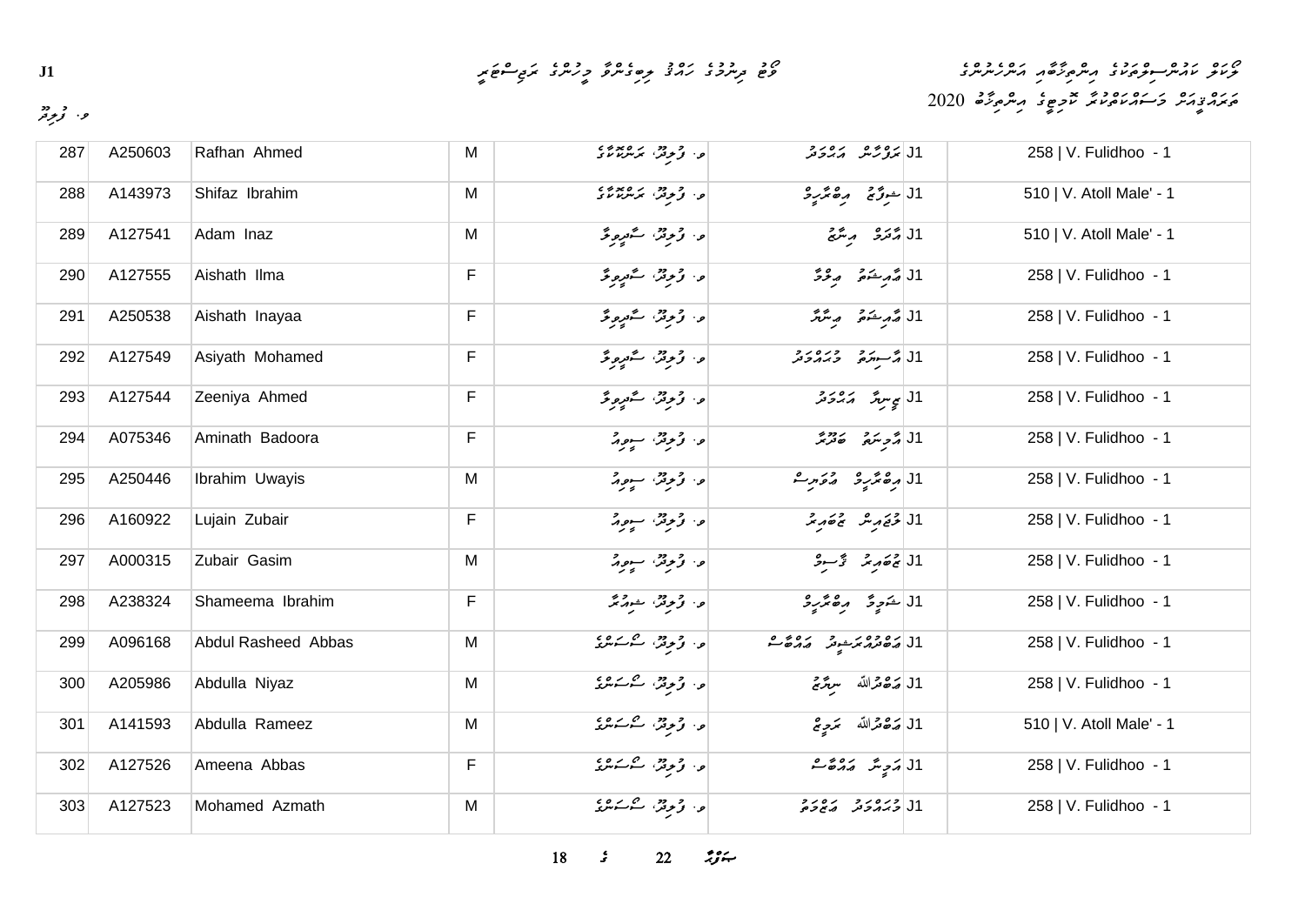| 287 | A250603 | Rafhan Ahmed | M | و· ފުލިދޫ، ރަންނަރުގެ | J1 ރަފްހާން އަހުމަދު | 258 \| V. Fulidhoo - 1 |
|---|---|---|---|---|---|---|
| 288 | A143973 | Shifaz Ibrahim | M | و· ފުލިދޫ، ރަންނަރުގެ | J1 ޝިފާޒް އިބްރާހިމް | 510 \| V. Atoll Male' - 1 |
| 289 | A127541 | Adam Inaz | M | و· ފުލިދޫ، ސާރިވިލާ | J1 އާދަމް އިނާޒް | 510 \| V. Atoll Male' - 1 |
| 290 | A127555 | Aishath Ilma | F | و· ފުލިދޫ، ސާރިވިލާ | J1 އާއިޝަތު އިލްމާ | 258 \| V. Fulidhoo - 1 |
| 291 | A250538 | Aishath Inayaa | F | و· ފުލިދޫ، ސާރިވިލާ | J1 އާއިޝަތު އިނާޔާ | 258 \| V. Fulidhoo - 1 |
| 292 | A127549 | Asiyath Mohamed | F | و· ފުލިދޫ، ސާރިވިލާ | J1 އާސިޔަތު މުޙައްމަދު | 258 \| V. Fulidhoo - 1 |
| 293 | A127544 | Zeeniya Ahmed | F | و· ފުލިދޫ، ސާރިވިލާ | J1 ޒީނިޔާ އަޙްމަދު | 258 \| V. Fulidhoo - 1 |
| 294 | A075346 | Aminath Badoora | F | و· ފުލިދޫ، ސިތާރާ | J1 އާމިނަތު ބަދޫރާ | 258 \| V. Fulidhoo - 1 |
| 295 | A250446 | Ibrahim Uwayis | M | و· ފުލިދޫ، ސިތާރާ | J1 އިބްރާހިމް އުވައިސް | 258 \| V. Fulidhoo - 1 |
| 296 | A160922 | Lujain Zubair | F | و· ފުލިދޫ، ސިތާރާ | J1 ލުޖައިން ޒުބައިރު | 258 \| V. Fulidhoo - 1 |
| 297 | A000315 | Zubair Gasim | M | و· ފުލިދޫ، ސިތާރާ | J1 ޒުބައިރު ޤާސިމް | 258 \| V. Fulidhoo - 1 |
| 298 | A238324 | Shameema Ibrahim | F | و· ފުލިދޫ، ޝިއުރާ | J1 ޝަމީމާ އިބްރާހިމް | 258 \| V. Fulidhoo - 1 |
| 299 | A096168 | Abdul Rasheed Abbas | M | و· ފުލިދޫ، ސުސަންގެ | J1 އަބްދުއްރަޝީދު އައްބާސް | 258 \| V. Fulidhoo - 1 |
| 300 | A205986 | Abdulla Niyaz | M | و· ފުލިދޫ، ސުސަންގެ | J1 އަބްދުﷲ ނިޔާޒް | 258 \| V. Fulidhoo - 1 |
| 301 | A141593 | Abdulla Rameez | M | و· ފުލިދޫ، ސުސަންގެ | J1 އަބްދުﷲ ރަމީޒް | 510 \| V. Atoll Male' - 1 |
| 302 | A127526 | Ameena Abbas | F | و· ފުލިދޫ، ސުސަންގެ | J1 އަމީނާ އައްބާސް | 258 \| V. Fulidhoo - 1 |
| 303 | A127523 | Mohamed Azmath | M | و· ފުލިދޫ، ސުސަންގެ | J1 މުޙައްމަދު އަޒްމަތު | 258 \| V. Fulidhoo - 1 |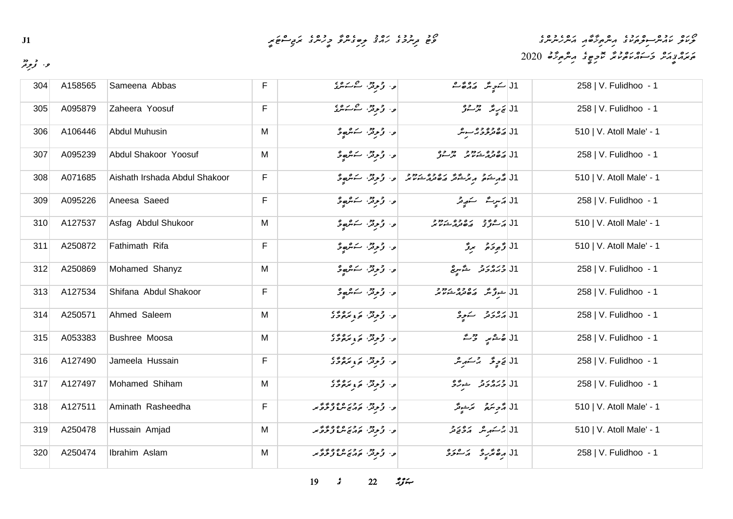| 304 | A158565 | Sameena Abbas | F | ވ. ފުލިދޫ، ސޯސަންގެ | J1 ސަމީނާ އައްބާސް | 258 \| V. Fulidhoo - 1 |
|---|---|---|---|---|---|---|
| 305 | A095879 | Zaheera Yoosuf | F | ވ. ފުލިދޫ، ސޯސަންގެ | J1 ޒަހީރާ ޔޫސުފް | 258 \| V. Fulidhoo - 1 |
| 306 | A106446 | Abdul Muhusin | M | ވ. ފުލިދޫ، ސަންބީމް | J1 އަބްދުލްމުޙުސިން | 510 \| V. Atoll Male' - 1 |
| 307 | A095239 | Abdul Shakoor Yoosuf | M | ވ. ފުލިދޫ، ސަންބީމް | J1 އަބްދުއްޝަކޫރު ޔޫސުފް | 258 \| V. Fulidhoo - 1 |
| 308 | A071685 | Aishath Irshada Abdul Shakoor | F | ވ. ފުލިދޫ، ސަންބީމް | J1 އާއިޝަތު އިރުޝާދާ އަބްދުއްޝަކޫރު | 510 \| V. Atoll Male' - 1 |
| 309 | A095226 | Aneesa Saeed | F | ވ. ފުލިދޫ، ސަންބީމް | J1 އަނީސާ ސަޢީދު | 258 \| V. Fulidhoo - 1 |
| 310 | A127537 | Asfag Abdul Shukoor | M | ވ. ފުލިދޫ، ސަންބީމް | J1 އަސްފާގު އަބްދުއްޝުކޫރު | 510 \| V. Atoll Male' - 1 |
| 311 | A250872 | Fathimath Rifa | F | ވ. ފުލިދޫ، ސަންބީމް | J1 ފާތިމަތު ރިފާ | 510 \| V. Atoll Male' - 1 |
| 312 | A250869 | Mohamed Shanyz | M | ވ. ފުލިދޫ، ސަންބީމް | J1 މުޙައްމަދު ޝާނީޒް | 258 \| V. Fulidhoo - 1 |
| 313 | A127534 | Shifana Abdul Shakoor | F | ވ. ފުލިދޫ، ސަންބީމް | J1 ޝިފާނާ އަބްދުއްޝަކޫރު | 258 \| V. Fulidhoo - 1 |
| 314 | A250571 | Ahmed Saleem | M | ވ. ފުލިދޫ، ސީ ރަވްގާގެ | J1 އަޙްމަދު ސަލީމް | 258 \| V. Fulidhoo - 1 |
| 315 | A053383 | Bushree Moosa | M | ވ. ފުލިދޫ، ސީ ރަވްގާގެ | J1 ބުشرީ މޫސާ | 258 \| V. Fulidhoo - 1 |
| 316 | A127490 | Jameela Hussain | F | ވ. ފުލިދޫ، ސީ ރަވްގާގެ | J1 ޖަމީލާ ހުސައިން | 258 \| V. Fulidhoo - 1 |
| 317 | A127497 | Mohamed Shiham | M | ވ. ފުލިދޫ، ސީ ރަވްގާގެ | J1 މުޙައްމަދު ޝިހާމް | 258 \| V. Fulidhoo - 1 |
| 318 | A127511 | Aminath Rasheedha | F | ވ. ފުލިދޫ، ސީއެމްބީ ރިސޯޓް | J1 އާމިނަތު ރަޝީދާ | 510 \| V. Atoll Male' - 1 |
| 319 | A250478 | Hussain Amjad | M | ވ. ފުލިދޫ، ސީއެމްބީ ރިސޯޓް | J1 ހުސައިން އަމްޖަދު | 510 \| V. Atoll Male' - 1 |
| 320 | A250474 | Ibrahim Aslam | M | ވ. ފުލިދޫ، ސީއެމްބީ ރިސޯޓް | J1 އިބްރާހީމް އަސްލަމް | 258 \| V. Fulidhoo - 1 |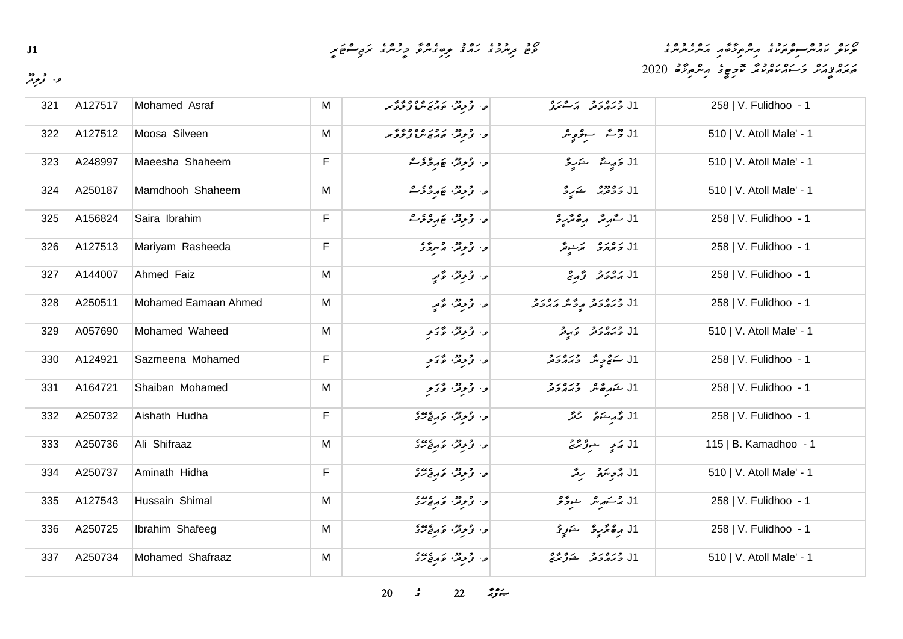| 321 | A127517 | Mohamed Asraf | M | ވ. ފުލިދޫ، ތަޖައްސަރުގެ ފަރާތު | J1 މުހައްމަދު އަސްރަފް | 258 \| V. Fulidhoo - 1 |
|---|---|---|---|---|---|---|
| 322 | A127512 | Moosa Silveen | M | ވ. ފުލިދޫ، ތަޖައްސަރުގެ ފަރާތު | J1 މޫސާ ސިލްވީން | 510 \| V. Atoll Male' - 1 |
| 323 | A248997 | Maeesha Shaheem | F | ވ. ފުލިދޫ، ޖައިލްވެސް | J1 މައީޝާ ޝަހީމް | 510 \| V. Atoll Male' - 1 |
| 324 | A250187 | Mamdhooh Shaheem | M | ވ. ފުލިދޫ، ޖައިލްވެސް | J1 މަމްދޫހު ޝަހީމް | 510 \| V. Atoll Male' - 1 |
| 325 | A156824 | Saira Ibrahim | F | ވ. ފުލިދޫ، ޖައިލްވެސް | J1 ސާއިރާ އިބްރާހީމް | 258 \| V. Fulidhoo - 1 |
| 326 | A127513 | Mariyam Rasheeda | F | ވ. ފުލިދޫ، އަސްރިމާގެ | J1 މަރިޔަމް ރަޝީދާ | 258 \| V. Fulidhoo - 1 |
| 327 | A144007 | Ahmed Faiz | M | ވ. ފުލިދޫ، ވާދީ | J1 އަހްމަދު ފާއިޒް | 258 \| V. Fulidhoo - 1 |
| 328 | A250511 | Mohamed Eamaan Ahmed | M | ވ. ފުލިދޫ، ވާދީ | J1 މުހައްމަދު އީމާން އަހްމަދު | 258 \| V. Fulidhoo - 1 |
| 329 | A057690 | Mohamed Waheed | M | ވ. ފުލިދޫ، ވާމަލު | J1 މުހައްމަދު ވަހީދު | 510 \| V. Atoll Male' - 1 |
| 330 | A124921 | Sazmeena Mohamed | F | ވ. ފުލިދޫ، ވާމަލު | J1 ސަޒްމީނާ މުހައްމަދު | 258 \| V. Fulidhoo - 1 |
| 331 | A164721 | Shaiban Mohamed | M | ވ. ފުލިދޫ، ވާމަލު | J1 ޝައިބާން މުހައްމަދު | 258 \| V. Fulidhoo - 1 |
| 332 | A250732 | Aishath Hudha | F | ވ. ފުލިދޫ، ވައިޓްރޯޒް | J1 އާއިޝަތު ހުދާ | 258 \| V. Fulidhoo - 1 |
| 333 | A250736 | Ali Shifraaz | M | ވ. ފުލިދޫ، ވައިޓްރޯޒް | J1 އަލީ ޝިފްރާޒް | 115 \| B. Kamadhoo - 1 |
| 334 | A250737 | Aminath Hidha | F | ވ. ފުލިދޫ، ވައިޓްރޯޒް | J1 އާމިނަތު ހިދާ | 510 \| V. Atoll Male' - 1 |
| 335 | A127543 | Hussain Shimal | M | ވ. ފުލިދޫ، ވައިޓްރޯޒް | J1 ހުސައިން ޝިމާލް | 258 \| V. Fulidhoo - 1 |
| 336 | A250725 | Ibrahim Shafeeg | M | ވ. ފުލިދޫ، ވައިޓްރޯޒް | J1 އިބްރާހީމް ޝަފީގު | 258 \| V. Fulidhoo - 1 |
| 337 | A250734 | Mohamed Shafraaz | M | ވ. ފުލިދޫ، ވައިޓްރޯޒް | J1 މުހައްމަދު ޝަފްރާޒް | 510 \| V. Atoll Male' - 1 |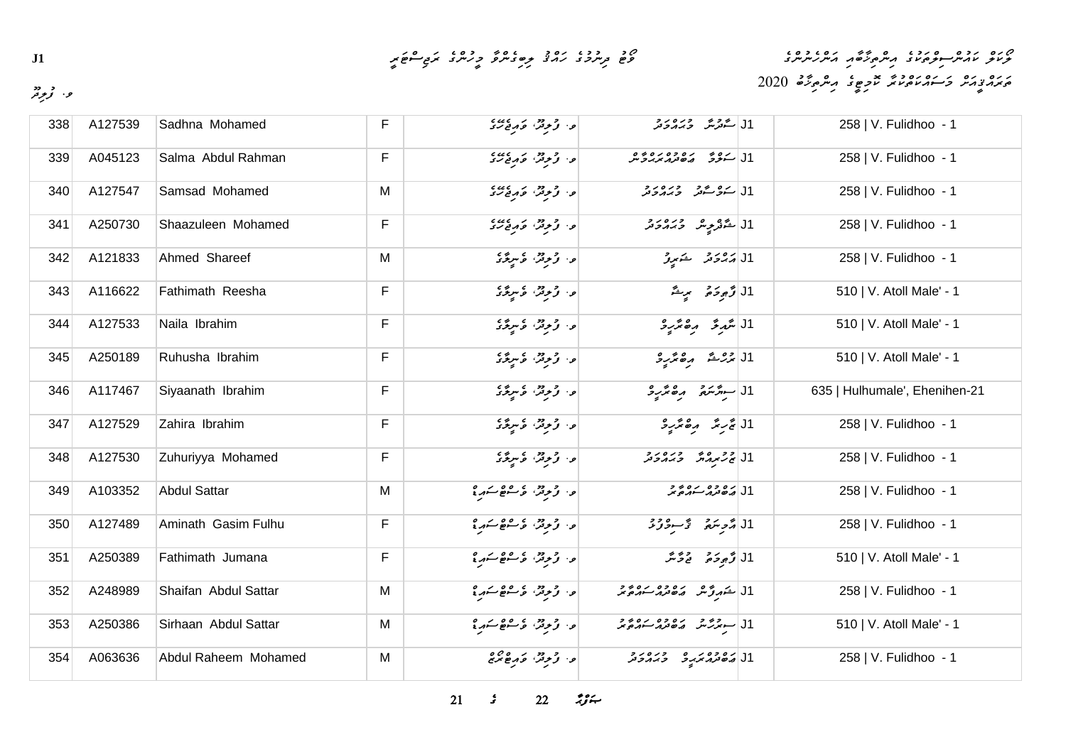| 338 | A127539 | Sadhna Mohamed | F | ވ. ފުލިދޫ، ވައިޓްހައުސް | J1 ސާދްނާ މުހައްމަދު | 258 \| V. Fulidhoo - 1 |
|---|---|---|---|---|---|---|
| 339 | A045123 | Salma Abdul Rahman | F | ވ. ފުލިދޫ، ވައިޓްހައުސް | J1 ސަލްމާ އަބްދުއްރަހްމާން | 258 \| V. Fulidhoo - 1 |
| 340 | A127547 | Samsad Mohamed | M | ވ. ފުލިދޫ، ވައިޓްހައުސް | J1 ސަމްސާދު މުހައްމަދު | 258 \| V. Fulidhoo - 1 |
| 341 | A250730 | Shaazuleen Mohamed | F | ވ. ފުލިދޫ، ވައިޓްހައުސް | J1 ޝާޒުލީން މުހައްމަދު | 258 \| V. Fulidhoo - 1 |
| 342 | A121833 | Ahmed Shareef | M | ވ. ފުލިދޫ، ވެނިލާގެ | J1 އަހްމަދު ޝަރީފު | 258 \| V. Fulidhoo - 1 |
| 343 | A116622 | Fathimath Reesha | F | ވ. ފުލިދޫ، ވެނިލާގެ | J1 ފާތިމަތު ރީޝާ | 510 \| V. Atoll Male' - 1 |
| 344 | A127533 | Naila Ibrahim | F | ވ. ފުލިދޫ، ވެނިލާގެ | J1 ނާއިލާ އިބްރާހިމް | 510 \| V. Atoll Male' - 1 |
| 345 | A250189 | Ruhusha Ibrahim | F | ވ. ފުލިދޫ، ވެނިލާގެ | J1 ރުހުޝާ އިބްރާހިމް | 510 \| V. Atoll Male' - 1 |
| 346 | A117467 | Siyaanath Ibrahim | F | ވ. ފުލިދޫ، ވެނިލާގެ | J1 ސިޔާނަތު އިބްރާހިމް | 635 \| Hulhumale', Ehenihen-21 |
| 347 | A127529 | Zahira Ibrahim | F | ވ. ފުލިދޫ، ވެނިލާގެ | J1 ޒާހިރާ އިބްރާހިމް | 258 \| V. Fulidhoo - 1 |
| 348 | A127530 | Zuhuriyya Mohamed | F | ވ. ފުލިދޫ، ވެނިލާގެ | J1 ޒުހުރިއްޔާ މުހައްމަދު | 258 \| V. Fulidhoo - 1 |
| 349 | A103352 | Abdul Sattar | M | ވ. ފުލިދޫ، ވެސްޓްހައުސް | J1 އަބްދުއްސައްތާރު | 258 \| V. Fulidhoo - 1 |
| 350 | A127489 | Aminath Gasim Fulhu | F | ވ. ފުލިދޫ، ވެސްޓްހައުސް | J1 އާމިނަތު ޤާސިމްފުޅު | 258 \| V. Fulidhoo - 1 |
| 351 | A250389 | Fathimath Jumana | F | ވ. ފުލިދޫ، ވެސްޓްހައުސް | J1 ފާތިމަތު ޖުމާނާ | 510 \| V. Atoll Male' - 1 |
| 352 | A248989 | Shaifan Abdul Sattar | M | ވ. ފުލިދޫ، ވެސްޓްހައުސް | J1 ޝައިފާން އަބްދުއްސައްތާރު | 258 \| V. Fulidhoo - 1 |
| 353 | A250386 | Sirhaan Abdul Sattar | M | ވ. ފުލިދޫ، ވެސްޓްހައުސް | J1 ސިރުހާން އަބްދުއްސައްތާރު | 510 \| V. Atoll Male' - 1 |
| 354 | A063636 | Abdul Raheem Mohamed | M | ވ. ފުލިދޫ، ވައިޓްރޯޒް | J1 އަބްދުއްރަޙީމް މުހައްމަދު | 258 \| V. Fulidhoo - 1 |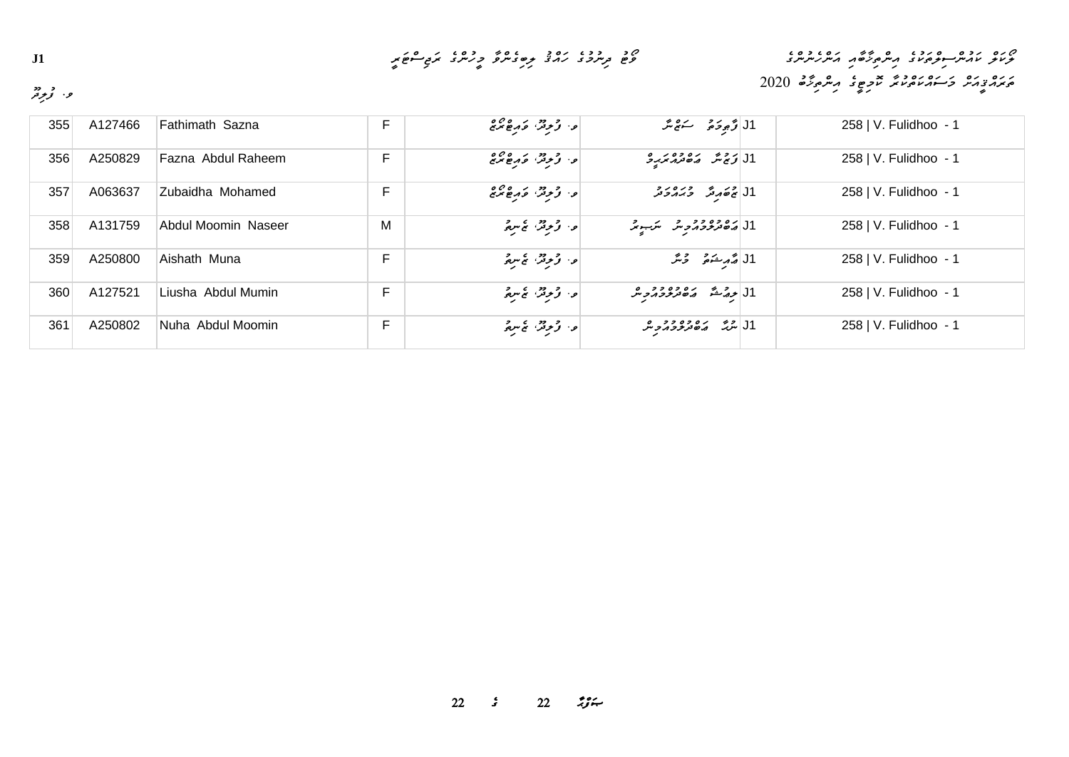| | | | | | | | |
|---|---|---|---|---|---|---|---|
| 355 | A127466 | Fathimath Sazna | F | ވ. ފުލިދޫ، ވައިޓްރޯޒް | ފާތިމަތު ސަޒްނާ | J1 | 258 \| V. Fulidhoo - 1 |
| 356 | A250829 | Fazna Abdul Raheem | F | ވ. ފުލިދޫ، ވައިޓްރޯޒް | ފަޒްނާ އަބްދުއްރަޙީމް | J1 | 258 \| V. Fulidhoo - 1 |
| 357 | A063637 | Zubaidha Mohamed | F | ވ. ފުލިދޫ، ވައިޓްރޯޒް | ޒުބައިދާ މުޙައްމަދު | J1 | 258 \| V. Fulidhoo - 1 |
| 358 | A131759 | Abdul Moomin Naseer | M | ވ. ފުލިދޫ، ޖެސްމީ | އަބްދުލްމޫމިން ނަސީރު | J1 | 258 \| V. Fulidhoo - 1 |
| 359 | A250800 | Aishath Muna | F | ވ. ފުލިދޫ، ޖެސްމީ | އާއިޝަތު މުނާ | J1 | 258 \| V. Fulidhoo - 1 |
| 360 | A127521 | Liusha Abdul Mumin | F | ވ. ފުލިދޫ، ޖެސްމީ | ލިއުޝާ އަބްދުލްމޫމިން | J1 | 258 \| V. Fulidhoo - 1 |
| 361 | A250802 | Nuha Abdul Moomin | F | ވ. ފުލިދޫ، ޖެސްމީ | ނުހާ އަބްދުލްމޫމިން | J1 | 258 \| V. Fulidhoo - 1 |